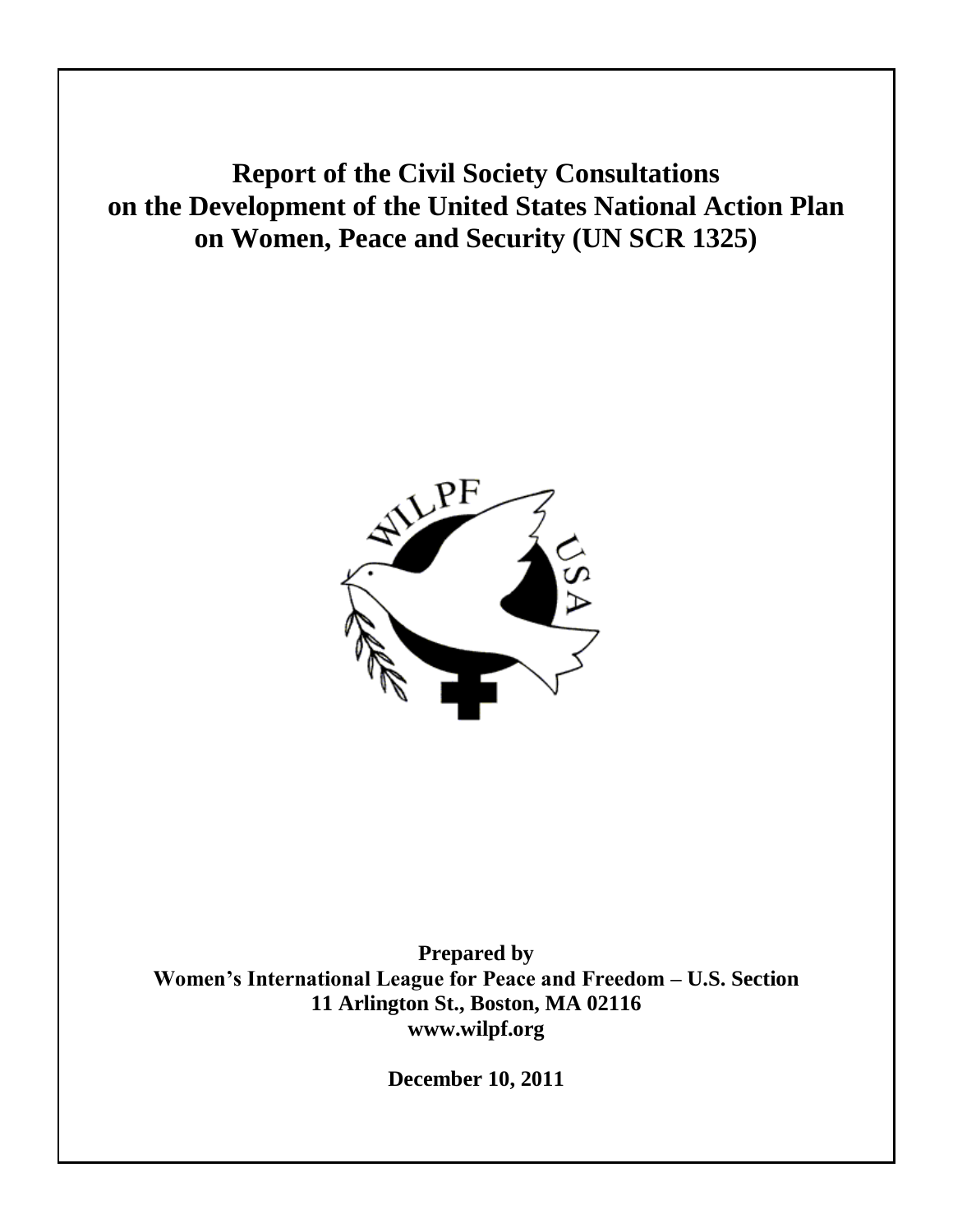# Report of the Civil Society Consultations on the Development of the United States National Action Plan on Women, Peace and Security (UN SCR 1325)

**Prepared by**
**Women's International League for Peace and Freedom – U.S. Section**
**11 Arlington St., Boston, MA 02116**
**www.wilpf.org**

**December 10, 2011**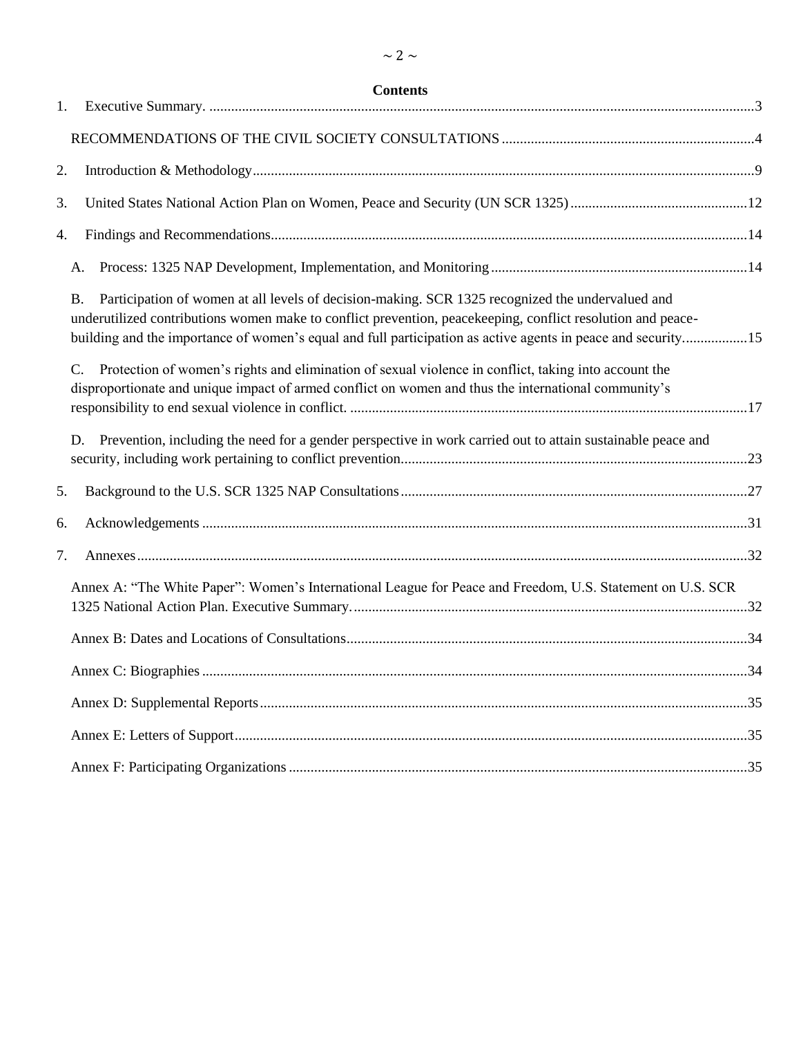# Contents

1. Executive Summary. ....................................................................................................................................3

    RECOMMENDATIONS OF THE CIVIL SOCIETY CONSULTATIONS ....................................................................4

2. Introduction & Methodology..........................................................................................................................9

3. United States National Action Plan on Women, Peace and Security (UN SCR 1325) ...............................................12

4. Findings and Recommendations..................................................................................................................14

    A. Process: 1325 NAP Development, Implementation, and Monitoring ......................................................................14

    B. Participation of women at all levels of decision-making. SCR 1325 recognized the undervalued and underutilized contributions women make to conflict prevention, peacekeeping, conflict resolution and peace-building and the importance of women's equal and full participation as active agents in peace and security.................15

    C. Protection of women's rights and elimination of sexual violence in conflict, taking into account the disproportionate and unique impact of armed conflict on women and thus the international community's responsibility to end sexual violence in conflict. .............................................................................................................17

    D. Prevention, including the need for a gender perspective in work carried out to attain sustainable peace and security, including work pertaining to conflict prevention...............................................................................................23

5. Background to the U.S. SCR 1325 NAP Consultations...............................................................................................27

6. Acknowledgements .....................................................................................................................................31

7. Annexes.......................................................................................................................................................32

    Annex A: "The White Paper": Women's International League for Peace and Freedom, U.S. Statement on U.S. SCR 1325 National Action Plan. Executive Summary.............................................................................................................32

    Annex B: Dates and Locations of Consultations..............................................................................................34

    Annex C: Biographies .....................................................................................................................................34

    Annex D: Supplemental Reports......................................................................................................................35

    Annex E: Letters of Support............................................................................................................................35

    Annex F: Participating Organizations .............................................................................................................35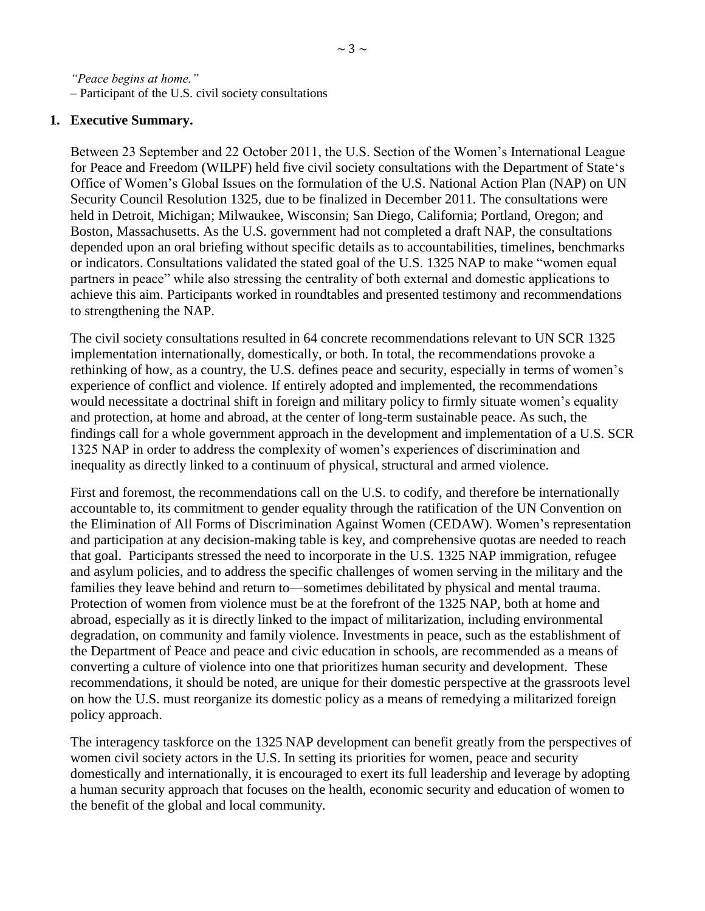*"Peace begins at home."*
– Participant of the U.S. civil society consultations

## 1. Executive Summary.

Between 23 September and 22 October 2011, the U.S. Section of the Women's International League for Peace and Freedom (WILPF) held five civil society consultations with the Department of State's Office of Women's Global Issues on the formulation of the U.S. National Action Plan (NAP) on UN Security Council Resolution 1325, due to be finalized in December 2011. The consultations were held in Detroit, Michigan; Milwaukee, Wisconsin; San Diego, California; Portland, Oregon; and Boston, Massachusetts. As the U.S. government had not completed a draft NAP, the consultations depended upon an oral briefing without specific details as to accountabilities, timelines, benchmarks or indicators. Consultations validated the stated goal of the U.S. 1325 NAP to make "women equal partners in peace" while also stressing the centrality of both external and domestic applications to achieve this aim. Participants worked in roundtables and presented testimony and recommendations to strengthening the NAP.

The civil society consultations resulted in 64 concrete recommendations relevant to UN SCR 1325 implementation internationally, domestically, or both. In total, the recommendations provoke a rethinking of how, as a country, the U.S. defines peace and security, especially in terms of women's experience of conflict and violence. If entirely adopted and implemented, the recommendations would necessitate a doctrinal shift in foreign and military policy to firmly situate women's equality and protection, at home and abroad, at the center of long-term sustainable peace. As such, the findings call for a whole government approach in the development and implementation of a U.S. SCR 1325 NAP in order to address the complexity of women's experiences of discrimination and inequality as directly linked to a continuum of physical, structural and armed violence.

First and foremost, the recommendations call on the U.S. to codify, and therefore be internationally accountable to, its commitment to gender equality through the ratification of the UN Convention on the Elimination of All Forms of Discrimination Against Women (CEDAW). Women's representation and participation at any decision-making table is key, and comprehensive quotas are needed to reach that goal. Participants stressed the need to incorporate in the U.S. 1325 NAP immigration, refugee and asylum policies, and to address the specific challenges of women serving in the military and the families they leave behind and return to—sometimes debilitated by physical and mental trauma. Protection of women from violence must be at the forefront of the 1325 NAP, both at home and abroad, especially as it is directly linked to the impact of militarization, including environmental degradation, on community and family violence. Investments in peace, such as the establishment of the Department of Peace and peace and civic education in schools, are recommended as a means of converting a culture of violence into one that prioritizes human security and development. These recommendations, it should be noted, are unique for their domestic perspective at the grassroots level on how the U.S. must reorganize its domestic policy as a means of remedying a militarized foreign policy approach.

The interagency taskforce on the 1325 NAP development can benefit greatly from the perspectives of women civil society actors in the U.S. In setting its priorities for women, peace and security domestically and internationally, it is encouraged to exert its full leadership and leverage by adopting a human security approach that focuses on the health, economic security and education of women to the benefit of the global and local community.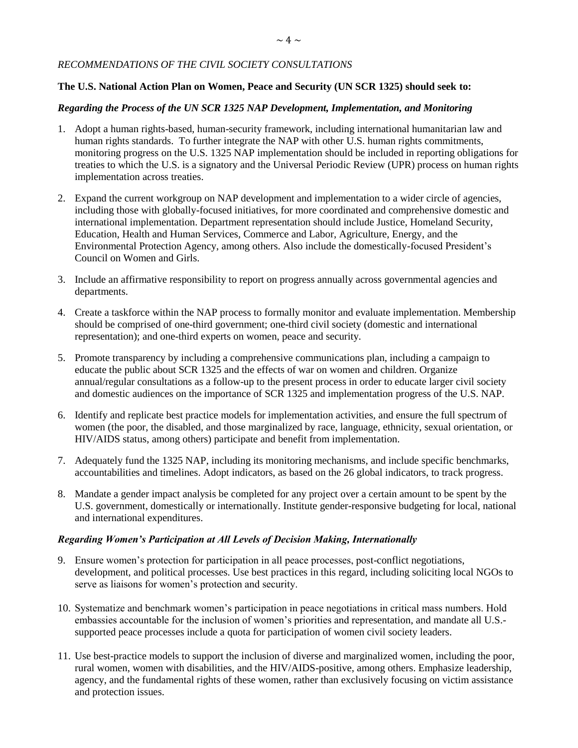*RECOMMENDATIONS OF THE CIVIL SOCIETY CONSULTATIONS*

**The U.S. National Action Plan on Women, Peace and Security (UN SCR 1325) should seek to:**

***Regarding the Process of the UN SCR 1325 NAP Development, Implementation, and Monitoring***

1. Adopt a human rights-based, human-security framework, including international humanitarian law and human rights standards. To further integrate the NAP with other U.S. human rights commitments, monitoring progress on the U.S. 1325 NAP implementation should be included in reporting obligations for treaties to which the U.S. is a signatory and the Universal Periodic Review (UPR) process on human rights implementation across treaties.

2. Expand the current workgroup on NAP development and implementation to a wider circle of agencies, including those with globally-focused initiatives, for more coordinated and comprehensive domestic and international implementation. Department representation should include Justice, Homeland Security, Education, Health and Human Services, Commerce and Labor, Agriculture, Energy, and the Environmental Protection Agency, among others. Also include the domestically-focused President's Council on Women and Girls.

3. Include an affirmative responsibility to report on progress annually across governmental agencies and departments.

4. Create a taskforce within the NAP process to formally monitor and evaluate implementation. Membership should be comprised of one-third government; one-third civil society (domestic and international representation); and one-third experts on women, peace and security.

5. Promote transparency by including a comprehensive communications plan, including a campaign to educate the public about SCR 1325 and the effects of war on women and children. Organize annual/regular consultations as a follow-up to the present process in order to educate larger civil society and domestic audiences on the importance of SCR 1325 and implementation progress of the U.S. NAP.

6. Identify and replicate best practice models for implementation activities, and ensure the full spectrum of women (the poor, the disabled, and those marginalized by race, language, ethnicity, sexual orientation, or HIV/AIDS status, among others) participate and benefit from implementation.

7. Adequately fund the 1325 NAP, including its monitoring mechanisms, and include specific benchmarks, accountabilities and timelines. Adopt indicators, as based on the 26 global indicators, to track progress.

8. Mandate a gender impact analysis be completed for any project over a certain amount to be spent by the U.S. government, domestically or internationally. Institute gender-responsive budgeting for local, national and international expenditures.

***Regarding Women's Participation at All Levels of Decision Making, Internationally***

9. Ensure women's protection for participation in all peace processes, post-conflict negotiations, development, and political processes. Use best practices in this regard, including soliciting local NGOs to serve as liaisons for women's protection and security.

10. Systematize and benchmark women's participation in peace negotiations in critical mass numbers. Hold embassies accountable for the inclusion of women's priorities and representation, and mandate all U.S.-supported peace processes include a quota for participation of women civil society leaders.

11. Use best-practice models to support the inclusion of diverse and marginalized women, including the poor, rural women, women with disabilities, and the HIV/AIDS-positive, among others. Emphasize leadership, agency, and the fundamental rights of these women, rather than exclusively focusing on victim assistance and protection issues.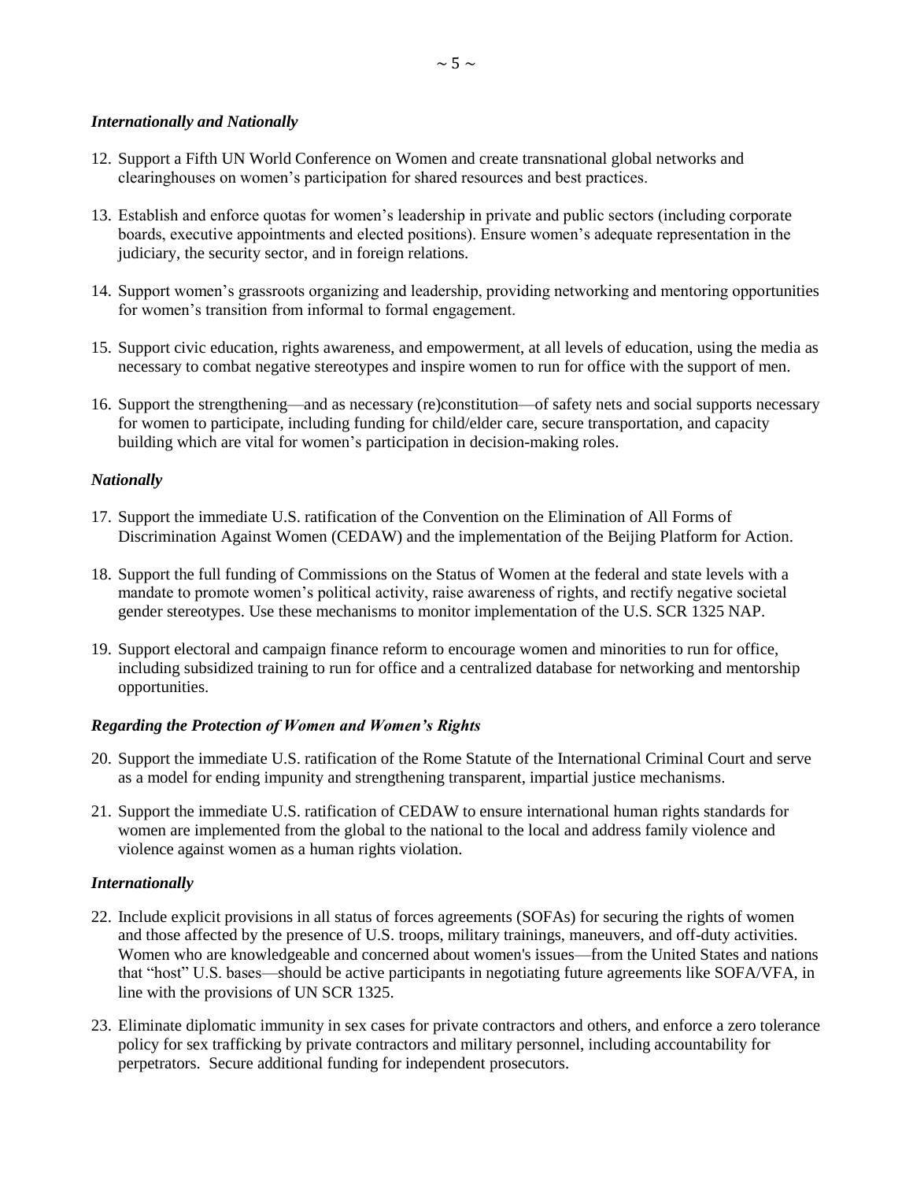*Internationally and Nationally*

12. Support a Fifth UN World Conference on Women and create transnational global networks and clearinghouses on women's participation for shared resources and best practices.

13. Establish and enforce quotas for women's leadership in private and public sectors (including corporate boards, executive appointments and elected positions). Ensure women's adequate representation in the judiciary, the security sector, and in foreign relations.

14. Support women's grassroots organizing and leadership, providing networking and mentoring opportunities for women's transition from informal to formal engagement.

15. Support civic education, rights awareness, and empowerment, at all levels of education, using the media as necessary to combat negative stereotypes and inspire women to run for office with the support of men.

16. Support the strengthening—and as necessary (re)constitution—of safety nets and social supports necessary for women to participate, including funding for child/elder care, secure transportation, and capacity building which are vital for women's participation in decision-making roles.

*Nationally*

17. Support the immediate U.S. ratification of the Convention on the Elimination of All Forms of Discrimination Against Women (CEDAW) and the implementation of the Beijing Platform for Action.

18. Support the full funding of Commissions on the Status of Women at the federal and state levels with a mandate to promote women's political activity, raise awareness of rights, and rectify negative societal gender stereotypes. Use these mechanisms to monitor implementation of the U.S. SCR 1325 NAP.

19. Support electoral and campaign finance reform to encourage women and minorities to run for office, including subsidized training to run for office and a centralized database for networking and mentorship opportunities.

***Regarding the Protection of Women and Women's Rights***

20. Support the immediate U.S. ratification of the Rome Statute of the International Criminal Court and serve as a model for ending impunity and strengthening transparent, impartial justice mechanisms.

21. Support the immediate U.S. ratification of CEDAW to ensure international human rights standards for women are implemented from the global to the national to the local and address family violence and violence against women as a human rights violation.

*Internationally*

22. Include explicit provisions in all status of forces agreements (SOFAs) for securing the rights of women and those affected by the presence of U.S. troops, military trainings, maneuvers, and off-duty activities. Women who are knowledgeable and concerned about women's issues—from the United States and nations that "host" U.S. bases—should be active participants in negotiating future agreements like SOFA/VFA, in line with the provisions of UN SCR 1325.

23. Eliminate diplomatic immunity in sex cases for private contractors and others, and enforce a zero tolerance policy for sex trafficking by private contractors and military personnel, including accountability for perpetrators. Secure additional funding for independent prosecutors.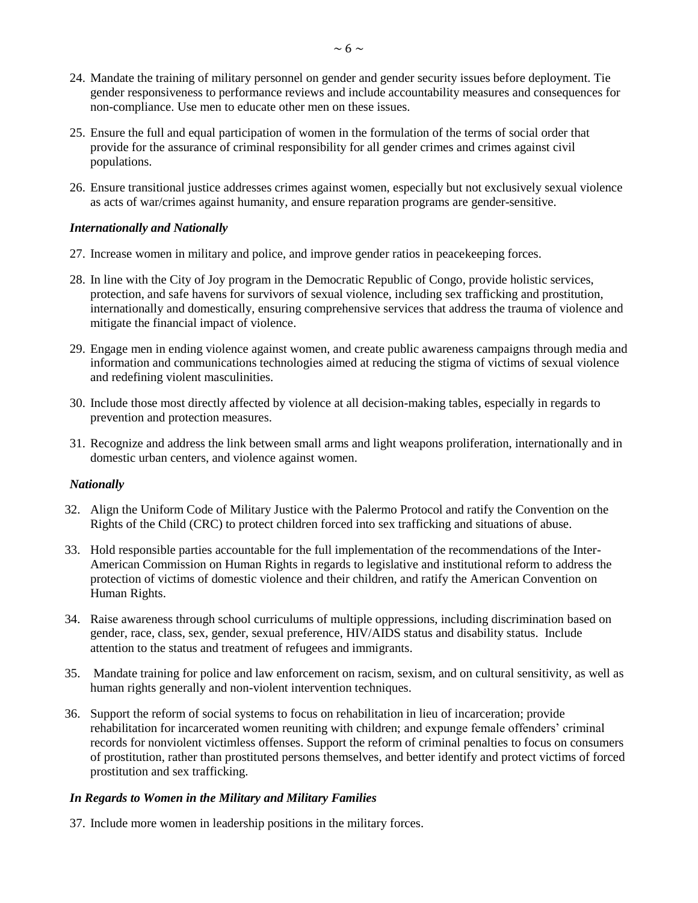24. Mandate the training of military personnel on gender and gender security issues before deployment. Tie gender responsiveness to performance reviews and include accountability measures and consequences for non-compliance. Use men to educate other men on these issues.

25. Ensure the full and equal participation of women in the formulation of the terms of social order that provide for the assurance of criminal responsibility for all gender crimes and crimes against civil populations.

26. Ensure transitional justice addresses crimes against women, especially but not exclusively sexual violence as acts of war/crimes against humanity, and ensure reparation programs are gender-sensitive.

***Internationally and Nationally***

27. Increase women in military and police, and improve gender ratios in peacekeeping forces.

28. In line with the City of Joy program in the Democratic Republic of Congo, provide holistic services, protection, and safe havens for survivors of sexual violence, including sex trafficking and prostitution, internationally and domestically, ensuring comprehensive services that address the trauma of violence and mitigate the financial impact of violence.

29. Engage men in ending violence against women, and create public awareness campaigns through media and information and communications technologies aimed at reducing the stigma of victims of sexual violence and redefining violent masculinities.

30. Include those most directly affected by violence at all decision-making tables, especially in regards to prevention and protection measures.

31. Recognize and address the link between small arms and light weapons proliferation, internationally and in domestic urban centers, and violence against women.

***Nationally***

32. Align the Uniform Code of Military Justice with the Palermo Protocol and ratify the Convention on the Rights of the Child (CRC) to protect children forced into sex trafficking and situations of abuse.

33. Hold responsible parties accountable for the full implementation of the recommendations of the Inter-American Commission on Human Rights in regards to legislative and institutional reform to address the protection of victims of domestic violence and their children, and ratify the American Convention on Human Rights.

34. Raise awareness through school curriculums of multiple oppressions, including discrimination based on gender, race, class, sex, gender, sexual preference, HIV/AIDS status and disability status. Include attention to the status and treatment of refugees and immigrants.

35. Mandate training for police and law enforcement on racism, sexism, and on cultural sensitivity, as well as human rights generally and non-violent intervention techniques.

36. Support the reform of social systems to focus on rehabilitation in lieu of incarceration; provide rehabilitation for incarcerated women reuniting with children; and expunge female offenders' criminal records for nonviolent victimless offenses. Support the reform of criminal penalties to focus on consumers of prostitution, rather than prostituted persons themselves, and better identify and protect victims of forced prostitution and sex trafficking.

***In Regards to Women in the Military and Military Families***

37. Include more women in leadership positions in the military forces.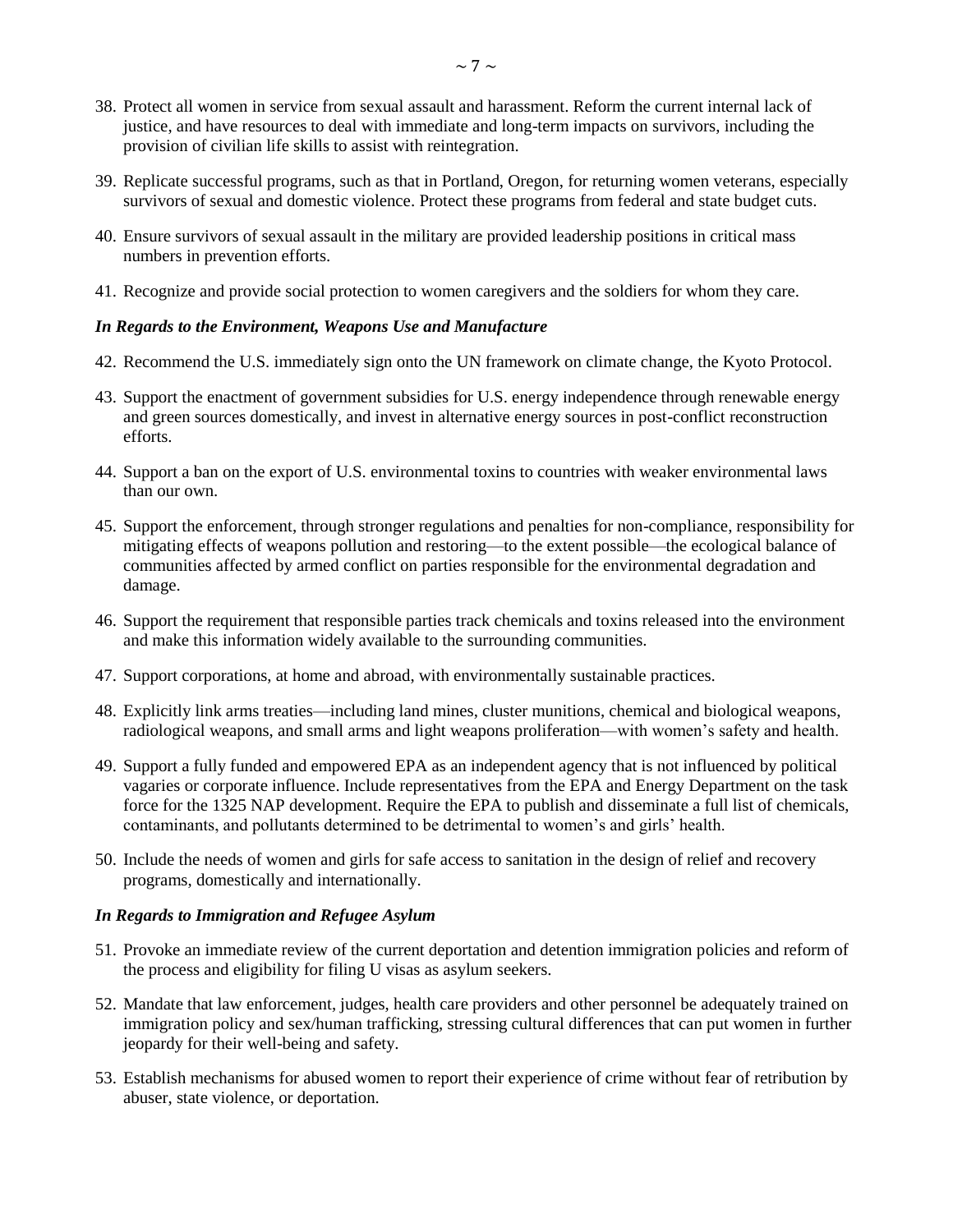38. Protect all women in service from sexual assault and harassment. Reform the current internal lack of justice, and have resources to deal with immediate and long-term impacts on survivors, including the provision of civilian life skills to assist with reintegration.

39. Replicate successful programs, such as that in Portland, Oregon, for returning women veterans, especially survivors of sexual and domestic violence. Protect these programs from federal and state budget cuts.

40. Ensure survivors of sexual assault in the military are provided leadership positions in critical mass numbers in prevention efforts.

41. Recognize and provide social protection to women caregivers and the soldiers for whom they care.

***In Regards to the Environment, Weapons Use and Manufacture***

42. Recommend the U.S. immediately sign onto the UN framework on climate change, the Kyoto Protocol.

43. Support the enactment of government subsidies for U.S. energy independence through renewable energy and green sources domestically, and invest in alternative energy sources in post-conflict reconstruction efforts.

44. Support a ban on the export of U.S. environmental toxins to countries with weaker environmental laws than our own.

45. Support the enforcement, through stronger regulations and penalties for non-compliance, responsibility for mitigating effects of weapons pollution and restoring—to the extent possible—the ecological balance of communities affected by armed conflict on parties responsible for the environmental degradation and damage.

46. Support the requirement that responsible parties track chemicals and toxins released into the environment and make this information widely available to the surrounding communities.

47. Support corporations, at home and abroad, with environmentally sustainable practices.

48. Explicitly link arms treaties—including land mines, cluster munitions, chemical and biological weapons, radiological weapons, and small arms and light weapons proliferation—with women's safety and health.

49. Support a fully funded and empowered EPA as an independent agency that is not influenced by political vagaries or corporate influence. Include representatives from the EPA and Energy Department on the task force for the 1325 NAP development. Require the EPA to publish and disseminate a full list of chemicals, contaminants, and pollutants determined to be detrimental to women's and girls' health.

50. Include the needs of women and girls for safe access to sanitation in the design of relief and recovery programs, domestically and internationally.

***In Regards to Immigration and Refugee Asylum***

51. Provoke an immediate review of the current deportation and detention immigration policies and reform of the process and eligibility for filing U visas as asylum seekers.

52. Mandate that law enforcement, judges, health care providers and other personnel be adequately trained on immigration policy and sex/human trafficking, stressing cultural differences that can put women in further jeopardy for their well-being and safety.

53. Establish mechanisms for abused women to report their experience of crime without fear of retribution by abuser, state violence, or deportation.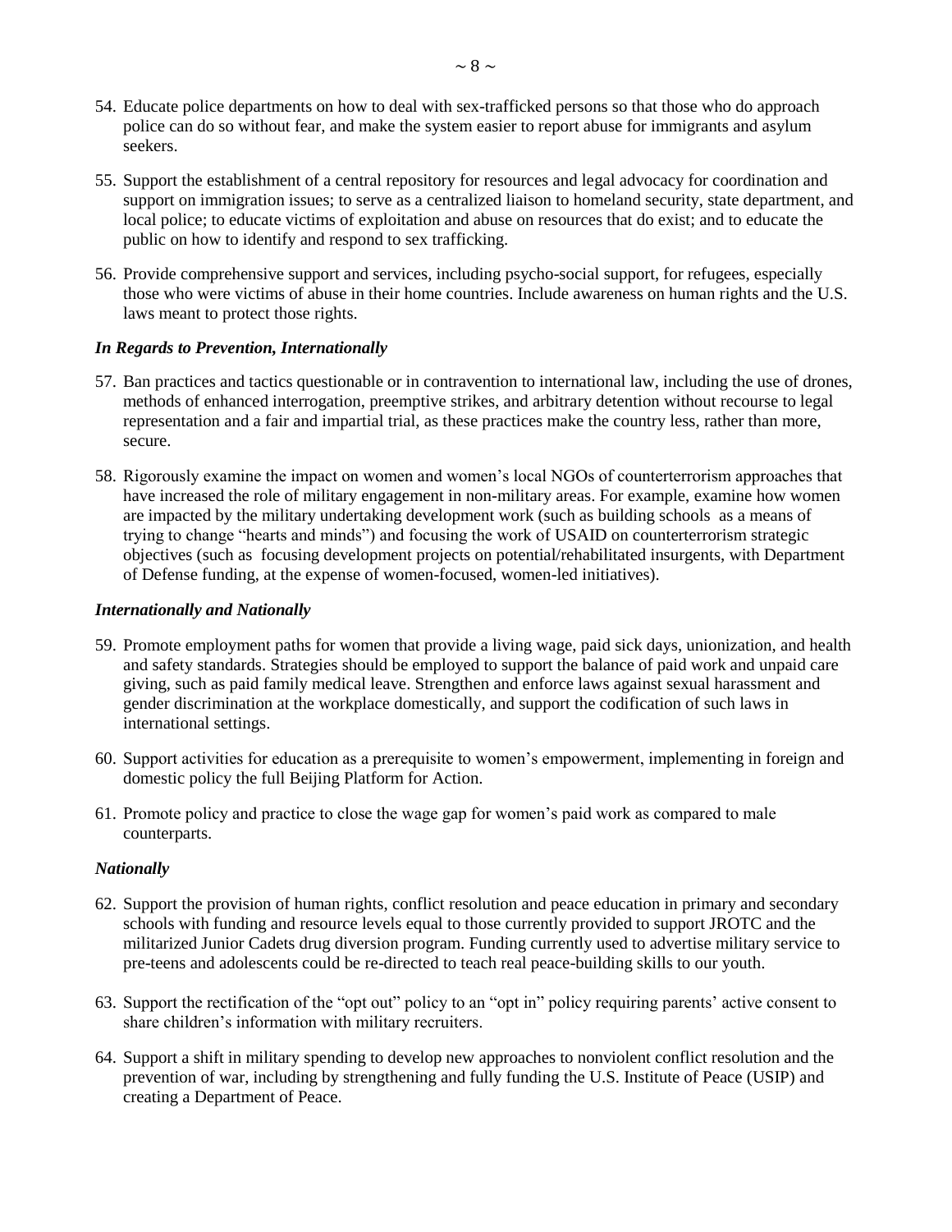54. Educate police departments on how to deal with sex-trafficked persons so that those who do approach police can do so without fear, and make the system easier to report abuse for immigrants and asylum seekers.

55. Support the establishment of a central repository for resources and legal advocacy for coordination and support on immigration issues; to serve as a centralized liaison to homeland security, state department, and local police; to educate victims of exploitation and abuse on resources that do exist; and to educate the public on how to identify and respond to sex trafficking.

56. Provide comprehensive support and services, including psycho-social support, for refugees, especially those who were victims of abuse in their home countries. Include awareness on human rights and the U.S. laws meant to protect those rights.

***In Regards to Prevention, Internationally***

57. Ban practices and tactics questionable or in contravention to international law, including the use of drones, methods of enhanced interrogation, preemptive strikes, and arbitrary detention without recourse to legal representation and a fair and impartial trial, as these practices make the country less, rather than more, secure.

58. Rigorously examine the impact on women and women's local NGOs of counterterrorism approaches that have increased the role of military engagement in non-military areas. For example, examine how women are impacted by the military undertaking development work (such as building schools as a means of trying to change "hearts and minds") and focusing the work of USAID on counterterrorism strategic objectives (such as focusing development projects on potential/rehabilitated insurgents, with Department of Defense funding, at the expense of women-focused, women-led initiatives).

***Internationally and Nationally***

59. Promote employment paths for women that provide a living wage, paid sick days, unionization, and health and safety standards. Strategies should be employed to support the balance of paid work and unpaid care giving, such as paid family medical leave. Strengthen and enforce laws against sexual harassment and gender discrimination at the workplace domestically, and support the codification of such laws in international settings.

60. Support activities for education as a prerequisite to women's empowerment, implementing in foreign and domestic policy the full Beijing Platform for Action.

61. Promote policy and practice to close the wage gap for women's paid work as compared to male counterparts.

***Nationally***

62. Support the provision of human rights, conflict resolution and peace education in primary and secondary schools with funding and resource levels equal to those currently provided to support JROTC and the militarized Junior Cadets drug diversion program. Funding currently used to advertise military service to pre-teens and adolescents could be re-directed to teach real peace-building skills to our youth.

63. Support the rectification of the "opt out" policy to an "opt in" policy requiring parents' active consent to share children's information with military recruiters.

64. Support a shift in military spending to develop new approaches to nonviolent conflict resolution and the prevention of war, including by strengthening and fully funding the U.S. Institute of Peace (USIP) and creating a Department of Peace.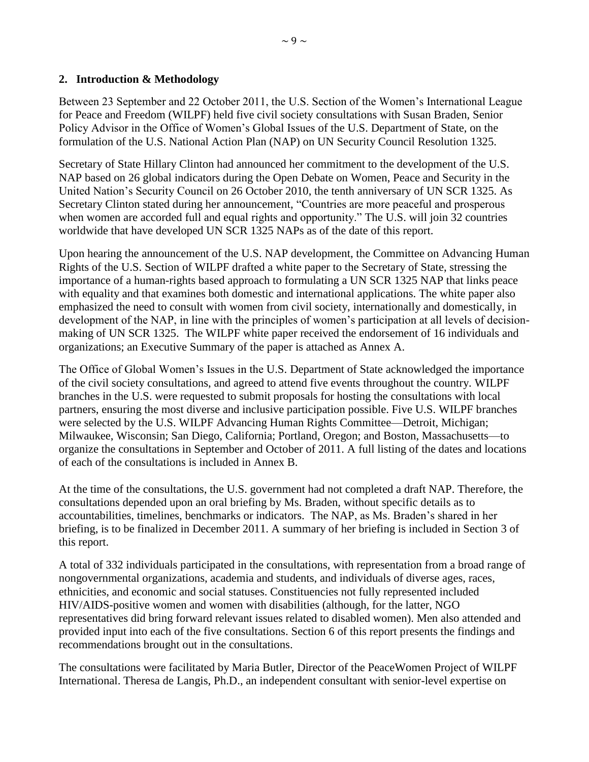## 2. Introduction & Methodology

Between 23 September and 22 October 2011, the U.S. Section of the Women's International League for Peace and Freedom (WILPF) held five civil society consultations with Susan Braden, Senior Policy Advisor in the Office of Women's Global Issues of the U.S. Department of State, on the formulation of the U.S. National Action Plan (NAP) on UN Security Council Resolution 1325.

Secretary of State Hillary Clinton had announced her commitment to the development of the U.S. NAP based on 26 global indicators during the Open Debate on Women, Peace and Security in the United Nation's Security Council on 26 October 2010, the tenth anniversary of UN SCR 1325. As Secretary Clinton stated during her announcement, "Countries are more peaceful and prosperous when women are accorded full and equal rights and opportunity." The U.S. will join 32 countries worldwide that have developed UN SCR 1325 NAPs as of the date of this report.

Upon hearing the announcement of the U.S. NAP development, the Committee on Advancing Human Rights of the U.S. Section of WILPF drafted a white paper to the Secretary of State, stressing the importance of a human-rights based approach to formulating a UN SCR 1325 NAP that links peace with equality and that examines both domestic and international applications. The white paper also emphasized the need to consult with women from civil society, internationally and domestically, in development of the NAP, in line with the principles of women's participation at all levels of decision-making of UN SCR 1325. The WILPF white paper received the endorsement of 16 individuals and organizations; an Executive Summary of the paper is attached as Annex A.

The Office of Global Women's Issues in the U.S. Department of State acknowledged the importance of the civil society consultations, and agreed to attend five events throughout the country. WILPF branches in the U.S. were requested to submit proposals for hosting the consultations with local partners, ensuring the most diverse and inclusive participation possible. Five U.S. WILPF branches were selected by the U.S. WILPF Advancing Human Rights Committee—Detroit, Michigan; Milwaukee, Wisconsin; San Diego, California; Portland, Oregon; and Boston, Massachusetts—to organize the consultations in September and October of 2011. A full listing of the dates and locations of each of the consultations is included in Annex B.

At the time of the consultations, the U.S. government had not completed a draft NAP. Therefore, the consultations depended upon an oral briefing by Ms. Braden, without specific details as to accountabilities, timelines, benchmarks or indicators. The NAP, as Ms. Braden's shared in her briefing, is to be finalized in December 2011. A summary of her briefing is included in Section 3 of this report.

A total of 332 individuals participated in the consultations, with representation from a broad range of nongovernmental organizations, academia and students, and individuals of diverse ages, races, ethnicities, and economic and social statuses. Constituencies not fully represented included HIV/AIDS-positive women and women with disabilities (although, for the latter, NGO representatives did bring forward relevant issues related to disabled women). Men also attended and provided input into each of the five consultations. Section 6 of this report presents the findings and recommendations brought out in the consultations.

The consultations were facilitated by Maria Butler, Director of the PeaceWomen Project of WILPF International. Theresa de Langis, Ph.D., an independent consultant with senior-level expertise on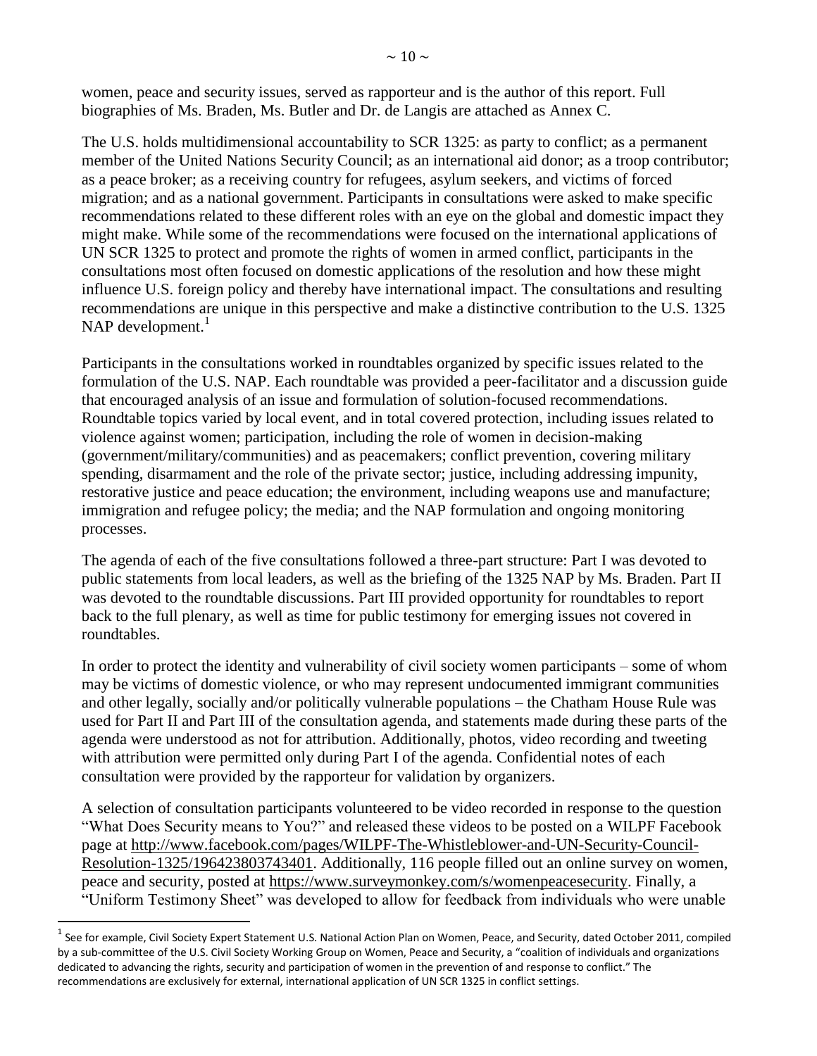women, peace and security issues, served as rapporteur and is the author of this report. Full biographies of Ms. Braden, Ms. Butler and Dr. de Langis are attached as Annex C.

The U.S. holds multidimensional accountability to SCR 1325: as party to conflict; as a permanent member of the United Nations Security Council; as an international aid donor; as a troop contributor; as a peace broker; as a receiving country for refugees, asylum seekers, and victims of forced migration; and as a national government. Participants in consultations were asked to make specific recommendations related to these different roles with an eye on the global and domestic impact they might make. While some of the recommendations were focused on the international applications of UN SCR 1325 to protect and promote the rights of women in armed conflict, participants in the consultations most often focused on domestic applications of the resolution and how these might influence U.S. foreign policy and thereby have international impact. The consultations and resulting recommendations are unique in this perspective and make a distinctive contribution to the U.S. 1325 NAP development.[1]

Participants in the consultations worked in roundtables organized by specific issues related to the formulation of the U.S. NAP. Each roundtable was provided a peer-facilitator and a discussion guide that encouraged analysis of an issue and formulation of solution-focused recommendations. Roundtable topics varied by local event, and in total covered protection, including issues related to violence against women; participation, including the role of women in decision-making (government/military/communities) and as peacemakers; conflict prevention, covering military spending, disarmament and the role of the private sector; justice, including addressing impunity, restorative justice and peace education; the environment, including weapons use and manufacture; immigration and refugee policy; the media; and the NAP formulation and ongoing monitoring processes.

The agenda of each of the five consultations followed a three-part structure: Part I was devoted to public statements from local leaders, as well as the briefing of the 1325 NAP by Ms. Braden. Part II was devoted to the roundtable discussions. Part III provided opportunity for roundtables to report back to the full plenary, as well as time for public testimony for emerging issues not covered in roundtables.

In order to protect the identity and vulnerability of civil society women participants – some of whom may be victims of domestic violence, or who may represent undocumented immigrant communities and other legally, socially and/or politically vulnerable populations – the Chatham House Rule was used for Part II and Part III of the consultation agenda, and statements made during these parts of the agenda were understood as not for attribution. Additionally, photos, video recording and tweeting with attribution were permitted only during Part I of the agenda. Confidential notes of each consultation were provided by the rapporteur for validation by organizers.

A selection of consultation participants volunteered to be video recorded in response to the question "What Does Security means to You?" and released these videos to be posted on a WILPF Facebook page at http://www.facebook.com/pages/WILPF-The-Whistleblower-and-UN-Security-Council-Resolution-1325/196423803743401. Additionally, 116 people filled out an online survey on women, peace and security, posted at https://www.surveymonkey.com/s/womenpeacesecurity. Finally, a "Uniform Testimony Sheet" was developed to allow for feedback from individuals who were unable

[1] See for example, Civil Society Expert Statement U.S. National Action Plan on Women, Peace, and Security, dated October 2011, compiled by a sub-committee of the U.S. Civil Society Working Group on Women, Peace and Security, a "coalition of individuals and organizations dedicated to advancing the rights, security and participation of women in the prevention of and response to conflict." The recommendations are exclusively for external, international application of UN SCR 1325 in conflict settings.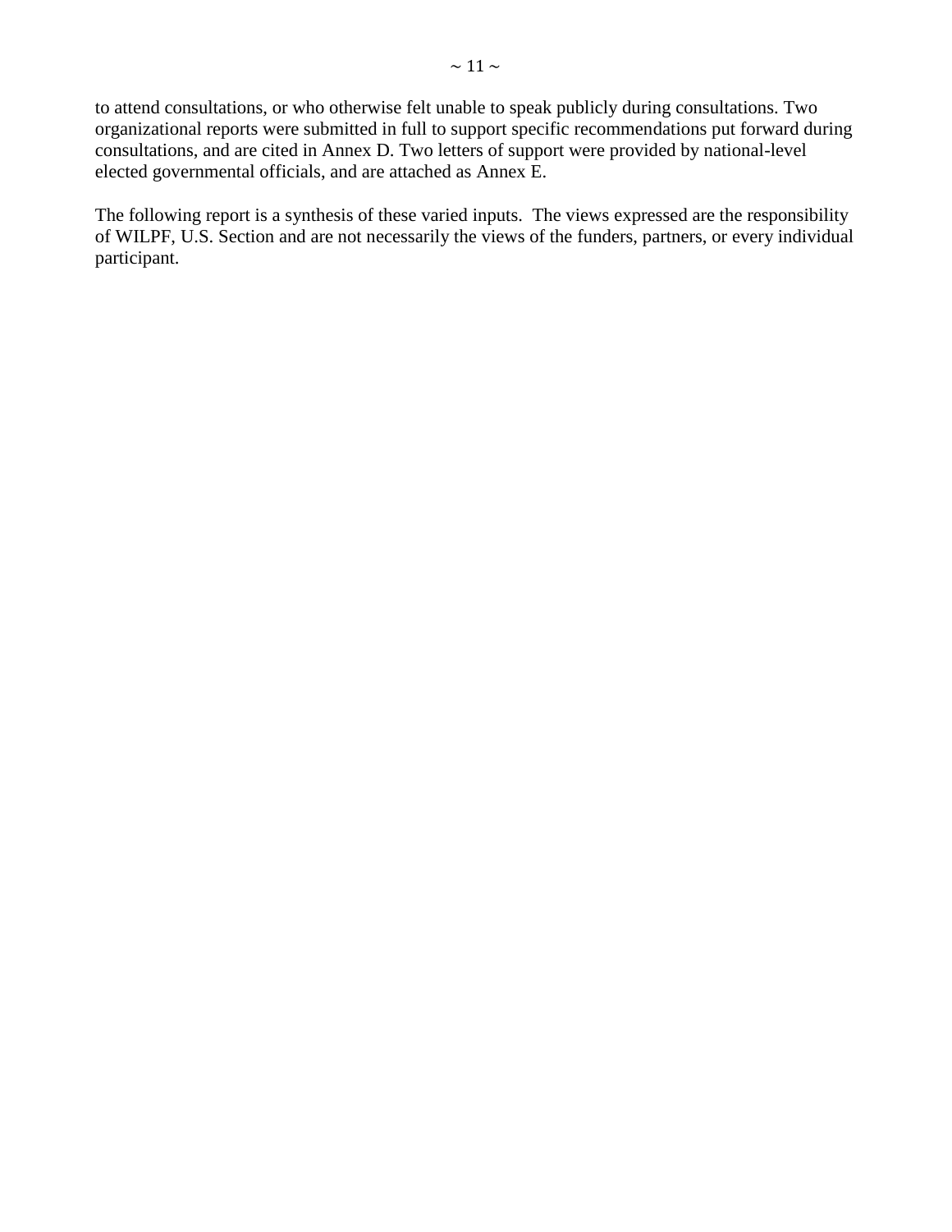to attend consultations, or who otherwise felt unable to speak publicly during consultations. Two organizational reports were submitted in full to support specific recommendations put forward during consultations, and are cited in Annex D. Two letters of support were provided by national-level elected governmental officials, and are attached as Annex E.

The following report is a synthesis of these varied inputs. The views expressed are the responsibility of WILPF, U.S. Section and are not necessarily the views of the funders, partners, or every individual participant.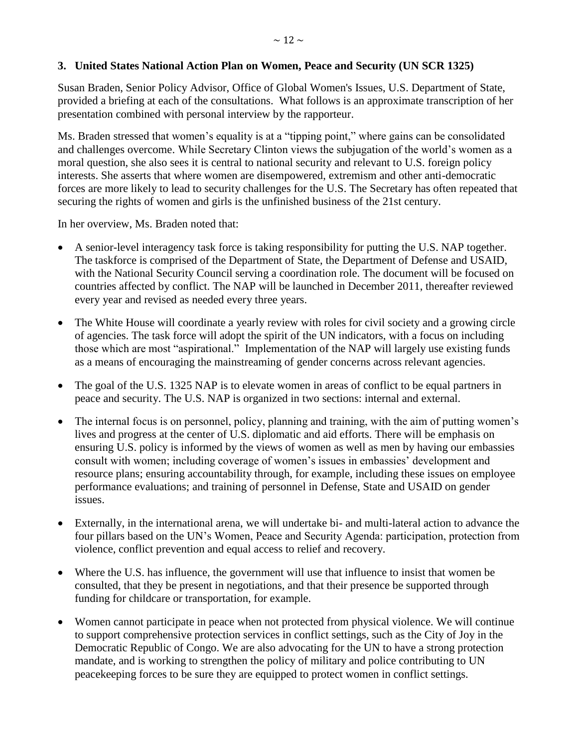### 3. United States National Action Plan on Women, Peace and Security (UN SCR 1325)

Susan Braden, Senior Policy Advisor, Office of Global Women's Issues, U.S. Department of State, provided a briefing at each of the consultations. What follows is an approximate transcription of her presentation combined with personal interview by the rapporteur.

Ms. Braden stressed that women's equality is at a "tipping point," where gains can be consolidated and challenges overcome. While Secretary Clinton views the subjugation of the world's women as a moral question, she also sees it is central to national security and relevant to U.S. foreign policy interests. She asserts that where women are disempowered, extremism and other anti-democratic forces are more likely to lead to security challenges for the U.S. The Secretary has often repeated that securing the rights of women and girls is the unfinished business of the 21st century.

In her overview, Ms. Braden noted that:

- A senior-level interagency task force is taking responsibility for putting the U.S. NAP together. The taskforce is comprised of the Department of State, the Department of Defense and USAID, with the National Security Council serving a coordination role. The document will be focused on countries affected by conflict. The NAP will be launched in December 2011, thereafter reviewed every year and revised as needed every three years.
- The White House will coordinate a yearly review with roles for civil society and a growing circle of agencies. The task force will adopt the spirit of the UN indicators, with a focus on including those which are most "aspirational." Implementation of the NAP will largely use existing funds as a means of encouraging the mainstreaming of gender concerns across relevant agencies.
- The goal of the U.S. 1325 NAP is to elevate women in areas of conflict to be equal partners in peace and security. The U.S. NAP is organized in two sections: internal and external.
- The internal focus is on personnel, policy, planning and training, with the aim of putting women's lives and progress at the center of U.S. diplomatic and aid efforts. There will be emphasis on ensuring U.S. policy is informed by the views of women as well as men by having our embassies consult with women; including coverage of women's issues in embassies' development and resource plans; ensuring accountability through, for example, including these issues on employee performance evaluations; and training of personnel in Defense, State and USAID on gender issues.
- Externally, in the international arena, we will undertake bi- and multi-lateral action to advance the four pillars based on the UN's Women, Peace and Security Agenda: participation, protection from violence, conflict prevention and equal access to relief and recovery.
- Where the U.S. has influence, the government will use that influence to insist that women be consulted, that they be present in negotiations, and that their presence be supported through funding for childcare or transportation, for example.
- Women cannot participate in peace when not protected from physical violence. We will continue to support comprehensive protection services in conflict settings, such as the City of Joy in the Democratic Republic of Congo. We are also advocating for the UN to have a strong protection mandate, and is working to strengthen the policy of military and police contributing to UN peacekeeping forces to be sure they are equipped to protect women in conflict settings.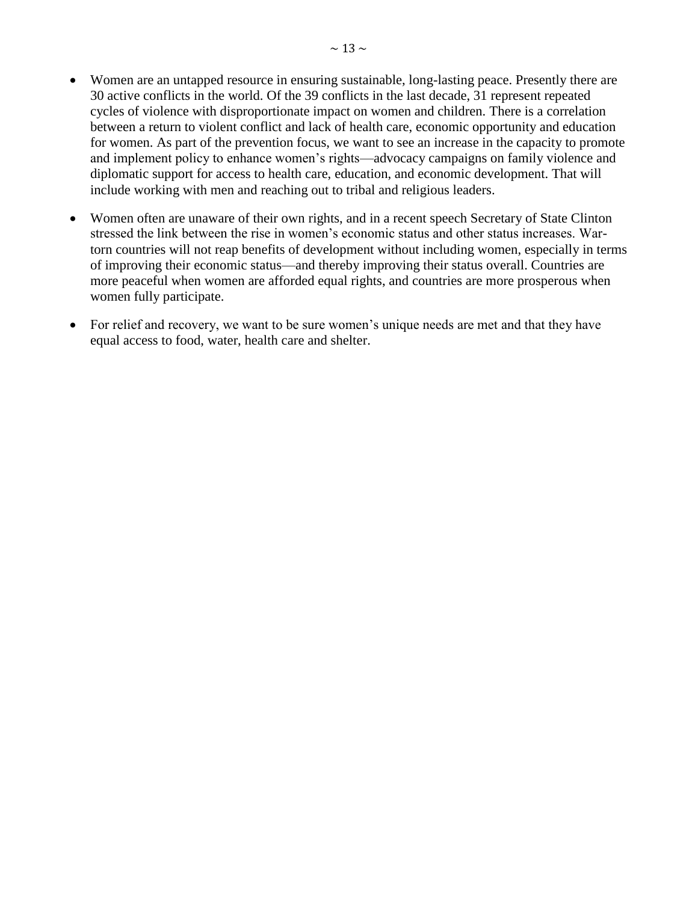- Women are an untapped resource in ensuring sustainable, long-lasting peace. Presently there are 30 active conflicts in the world. Of the 39 conflicts in the last decade, 31 represent repeated cycles of violence with disproportionate impact on women and children. There is a correlation between a return to violent conflict and lack of health care, economic opportunity and education for women. As part of the prevention focus, we want to see an increase in the capacity to promote and implement policy to enhance women's rights—advocacy campaigns on family violence and diplomatic support for access to health care, education, and economic development. That will include working with men and reaching out to tribal and religious leaders.

- Women often are unaware of their own rights, and in a recent speech Secretary of State Clinton stressed the link between the rise in women's economic status and other status increases. War-torn countries will not reap benefits of development without including women, especially in terms of improving their economic status—and thereby improving their status overall. Countries are more peaceful when women are afforded equal rights, and countries are more prosperous when women fully participate.

- For relief and recovery, we want to be sure women's unique needs are met and that they have equal access to food, water, health care and shelter.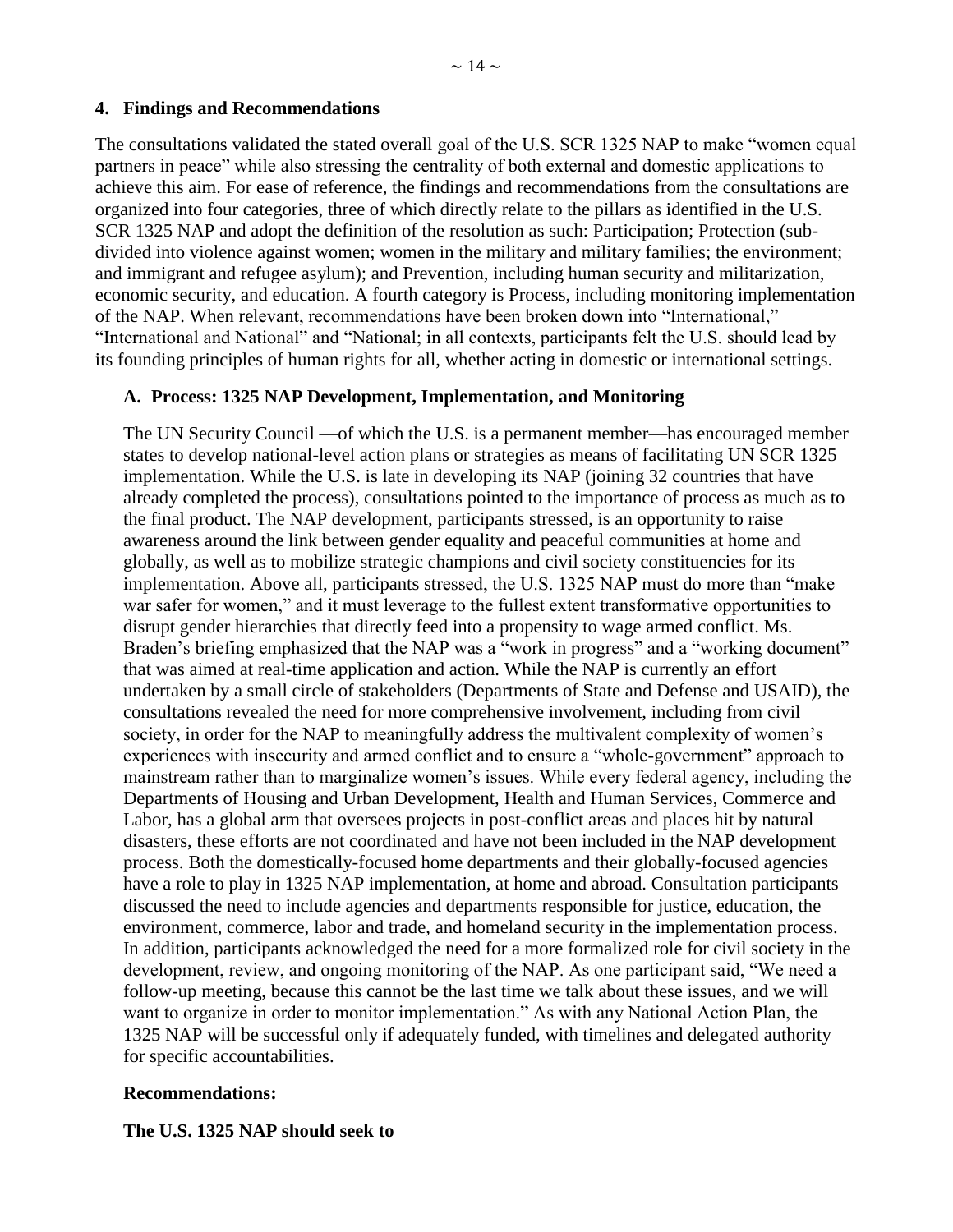### 4. Findings and Recommendations

The consultations validated the stated overall goal of the U.S. SCR 1325 NAP to make "women equal partners in peace" while also stressing the centrality of both external and domestic applications to achieve this aim. For ease of reference, the findings and recommendations from the consultations are organized into four categories, three of which directly relate to the pillars as identified in the U.S. SCR 1325 NAP and adopt the definition of the resolution as such: Participation; Protection (sub-divided into violence against women; women in the military and military families; the environment; and immigrant and refugee asylum); and Prevention, including human security and militarization, economic security, and education. A fourth category is Process, including monitoring implementation of the NAP. When relevant, recommendations have been broken down into "International," "International and National" and "National; in all contexts, participants felt the U.S. should lead by its founding principles of human rights for all, whether acting in domestic or international settings.

#### A. Process: 1325 NAP Development, Implementation, and Monitoring

The UN Security Council —of which the U.S. is a permanent member—has encouraged member states to develop national-level action plans or strategies as means of facilitating UN SCR 1325 implementation. While the U.S. is late in developing its NAP (joining 32 countries that have already completed the process), consultations pointed to the importance of process as much as to the final product. The NAP development, participants stressed, is an opportunity to raise awareness around the link between gender equality and peaceful communities at home and globally, as well as to mobilize strategic champions and civil society constituencies for its implementation. Above all, participants stressed, the U.S. 1325 NAP must do more than "make war safer for women," and it must leverage to the fullest extent transformative opportunities to disrupt gender hierarchies that directly feed into a propensity to wage armed conflict. Ms. Braden's briefing emphasized that the NAP was a "work in progress" and a "working document" that was aimed at real-time application and action. While the NAP is currently an effort undertaken by a small circle of stakeholders (Departments of State and Defense and USAID), the consultations revealed the need for more comprehensive involvement, including from civil society, in order for the NAP to meaningfully address the multivalent complexity of women's experiences with insecurity and armed conflict and to ensure a "whole-government" approach to mainstream rather than to marginalize women's issues. While every federal agency, including the Departments of Housing and Urban Development, Health and Human Services, Commerce and Labor, has a global arm that oversees projects in post-conflict areas and places hit by natural disasters, these efforts are not coordinated and have not been included in the NAP development process. Both the domestically-focused home departments and their globally-focused agencies have a role to play in 1325 NAP implementation, at home and abroad. Consultation participants discussed the need to include agencies and departments responsible for justice, education, the environment, commerce, labor and trade, and homeland security in the implementation process. In addition, participants acknowledged the need for a more formalized role for civil society in the development, review, and ongoing monitoring of the NAP. As one participant said, "We need a follow-up meeting, because this cannot be the last time we talk about these issues, and we will want to organize in order to monitor implementation." As with any National Action Plan, the 1325 NAP will be successful only if adequately funded, with timelines and delegated authority for specific accountabilities.

**Recommendations:**

**The U.S. 1325 NAP should seek to**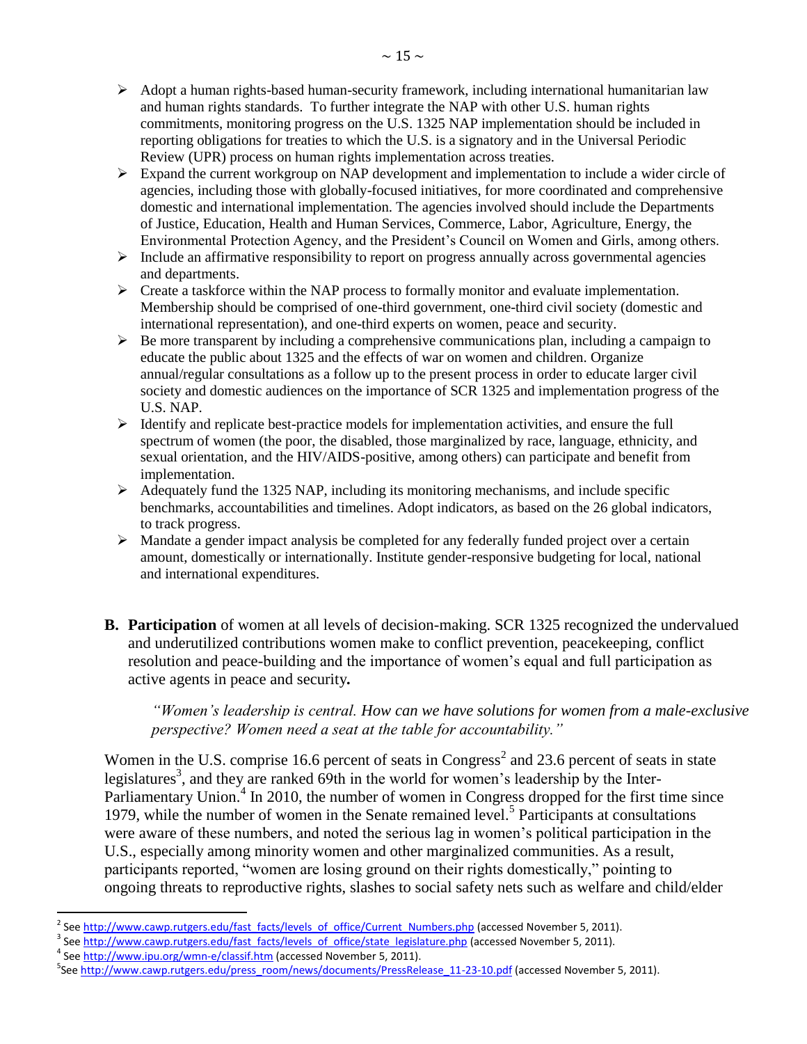- Adopt a human rights-based human-security framework, including international humanitarian law and human rights standards. To further integrate the NAP with other U.S. human rights commitments, monitoring progress on the U.S. 1325 NAP implementation should be included in reporting obligations for treaties to which the U.S. is a signatory and in the Universal Periodic Review (UPR) process on human rights implementation across treaties.
- Expand the current workgroup on NAP development and implementation to include a wider circle of agencies, including those with globally-focused initiatives, for more coordinated and comprehensive domestic and international implementation. The agencies involved should include the Departments of Justice, Education, Health and Human Services, Commerce, Labor, Agriculture, Energy, the Environmental Protection Agency, and the President's Council on Women and Girls, among others.
- Include an affirmative responsibility to report on progress annually across governmental agencies and departments.
- Create a taskforce within the NAP process to formally monitor and evaluate implementation. Membership should be comprised of one-third government, one-third civil society (domestic and international representation), and one-third experts on women, peace and security.
- Be more transparent by including a comprehensive communications plan, including a campaign to educate the public about 1325 and the effects of war on women and children. Organize annual/regular consultations as a follow up to the present process in order to educate larger civil society and domestic audiences on the importance of SCR 1325 and implementation progress of the U.S. NAP.
- Identify and replicate best-practice models for implementation activities, and ensure the full spectrum of women (the poor, the disabled, those marginalized by race, language, ethnicity, and sexual orientation, and the HIV/AIDS-positive, among others) can participate and benefit from implementation.
- Adequately fund the 1325 NAP, including its monitoring mechanisms, and include specific benchmarks, accountabilities and timelines. Adopt indicators, as based on the 26 global indicators, to track progress.
- Mandate a gender impact analysis be completed for any federally funded project over a certain amount, domestically or internationally. Institute gender-responsive budgeting for local, national and international expenditures.

**B. Participation** of women at all levels of decision-making. SCR 1325 recognized the undervalued and underutilized contributions women make to conflict prevention, peacekeeping, conflict resolution and peace-building and the importance of women's equal and full participation as active agents in peace and security**.**

> *"Women's leadership is central. How can we have solutions for women from a male-exclusive perspective? Women need a seat at the table for accountability."*

Women in the U.S. comprise 16.6 percent of seats in Congress[2] and 23.6 percent of seats in state legislatures[3], and they are ranked 69th in the world for women's leadership by the Inter-Parliamentary Union.[4] In 2010, the number of women in Congress dropped for the first time since 1979, while the number of women in the Senate remained level.[5] Participants at consultations were aware of these numbers, and noted the serious lag in women's political participation in the U.S., especially among minority women and other marginalized communities. As a result, participants reported, "women are losing ground on their rights domestically," pointing to ongoing threats to reproductive rights, slashes to social safety nets such as welfare and child/elder

---

[2] See http://www.cawp.rutgers.edu/fast_facts/levels_of_office/Current_Numbers.php (accessed November 5, 2011).

[3] See http://www.cawp.rutgers.edu/fast_facts/levels_of_office/state_legislature.php (accessed November 5, 2011).

[4] See http://www.ipu.org/wmn-e/classif.htm (accessed November 5, 2011).

[5] See http://www.cawp.rutgers.edu/press_room/news/documents/PressRelease_11-23-10.pdf (accessed November 5, 2011).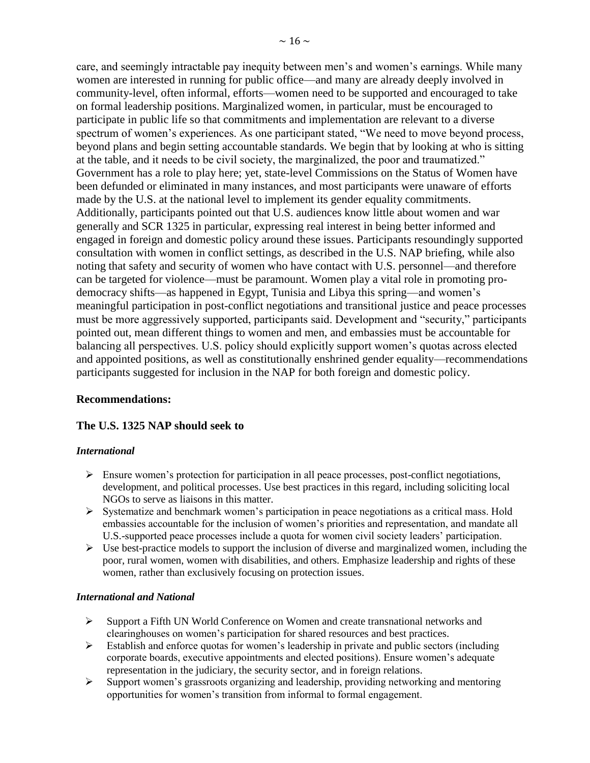care, and seemingly intractable pay inequity between men's and women's earnings. While many women are interested in running for public office—and many are already deeply involved in community-level, often informal, efforts—women need to be supported and encouraged to take on formal leadership positions. Marginalized women, in particular, must be encouraged to participate in public life so that commitments and implementation are relevant to a diverse spectrum of women's experiences. As one participant stated, "We need to move beyond process, beyond plans and begin setting accountable standards. We begin that by looking at who is sitting at the table, and it needs to be civil society, the marginalized, the poor and traumatized." Government has a role to play here; yet, state-level Commissions on the Status of Women have been defunded or eliminated in many instances, and most participants were unaware of efforts made by the U.S. at the national level to implement its gender equality commitments. Additionally, participants pointed out that U.S. audiences know little about women and war generally and SCR 1325 in particular, expressing real interest in being better informed and engaged in foreign and domestic policy around these issues. Participants resoundingly supported consultation with women in conflict settings, as described in the U.S. NAP briefing, while also noting that safety and security of women who have contact with U.S. personnel—and therefore can be targeted for violence—must be paramount. Women play a vital role in promoting pro-democracy shifts—as happened in Egypt, Tunisia and Libya this spring—and women's meaningful participation in post-conflict negotiations and transitional justice and peace processes must be more aggressively supported, participants said. Development and "security," participants pointed out, mean different things to women and men, and embassies must be accountable for balancing all perspectives. U.S. policy should explicitly support women's quotas across elected and appointed positions, as well as constitutionally enshrined gender equality—recommendations participants suggested for inclusion in the NAP for both foreign and domestic policy.

**Recommendations:**

**The U.S. 1325 NAP should seek to**

***International***

- Ensure women's protection for participation in all peace processes, post-conflict negotiations, development, and political processes. Use best practices in this regard, including soliciting local NGOs to serve as liaisons in this matter.
- Systematize and benchmark women's participation in peace negotiations as a critical mass. Hold embassies accountable for the inclusion of women's priorities and representation, and mandate all U.S.-supported peace processes include a quota for women civil society leaders' participation.
- Use best-practice models to support the inclusion of diverse and marginalized women, including the poor, rural women, women with disabilities, and others. Emphasize leadership and rights of these women, rather than exclusively focusing on protection issues.

***International and National***

- Support a Fifth UN World Conference on Women and create transnational networks and clearinghouses on women's participation for shared resources and best practices.
- Establish and enforce quotas for women's leadership in private and public sectors (including corporate boards, executive appointments and elected positions). Ensure women's adequate representation in the judiciary, the security sector, and in foreign relations.
- Support women's grassroots organizing and leadership, providing networking and mentoring opportunities for women's transition from informal to formal engagement.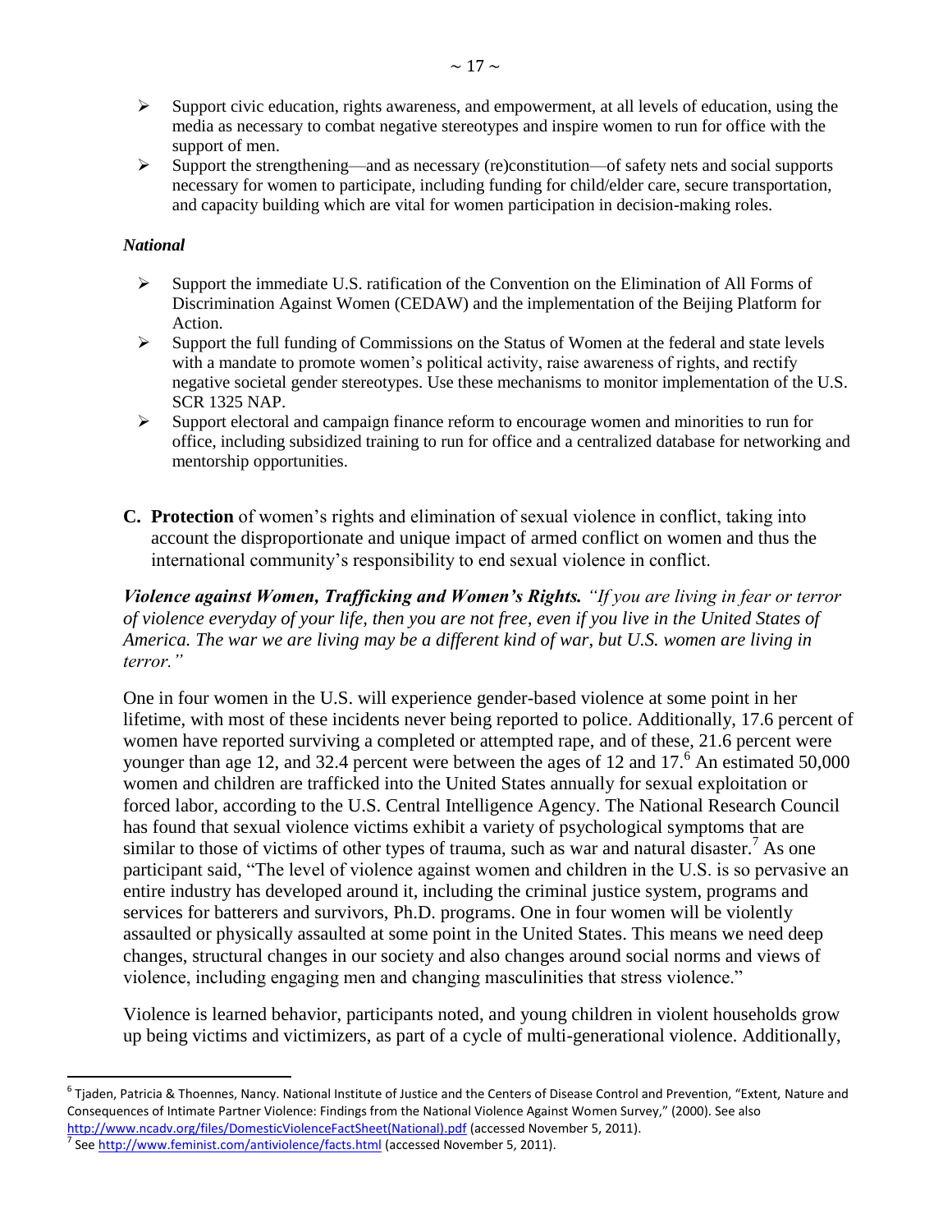- Support civic education, rights awareness, and empowerment, at all levels of education, using the media as necessary to combat negative stereotypes and inspire women to run for office with the support of men.
- Support the strengthening—and as necessary (re)constitution—of safety nets and social supports necessary for women to participate, including funding for child/elder care, secure transportation, and capacity building which are vital for women participation in decision-making roles.

***National***

- Support the immediate U.S. ratification of the Convention on the Elimination of All Forms of Discrimination Against Women (CEDAW) and the implementation of the Beijing Platform for Action.
- Support the full funding of Commissions on the Status of Women at the federal and state levels with a mandate to promote women's political activity, raise awareness of rights, and rectify negative societal gender stereotypes. Use these mechanisms to monitor implementation of the U.S. SCR 1325 NAP.
- Support electoral and campaign finance reform to encourage women and minorities to run for office, including subsidized training to run for office and a centralized database for networking and mentorship opportunities.

C. **Protection** of women's rights and elimination of sexual violence in conflict, taking into account the disproportionate and unique impact of armed conflict on women and thus the international community's responsibility to end sexual violence in conflict.

***Violence against Women, Trafficking and Women's Rights.*** *"If you are living in fear or terror of violence everyday of your life, then you are not free, even if you live in the United States of America. The war we are living may be a different kind of war, but U.S. women are living in terror."*

One in four women in the U.S. will experience gender-based violence at some point in her lifetime, with most of these incidents never being reported to police. Additionally, 17.6 percent of women have reported surviving a completed or attempted rape, and of these, 21.6 percent were younger than age 12, and 32.4 percent were between the ages of 12 and 17.[6] An estimated 50,000 women and children are trafficked into the United States annually for sexual exploitation or forced labor, according to the U.S. Central Intelligence Agency. The National Research Council has found that sexual violence victims exhibit a variety of psychological symptoms that are similar to those of victims of other types of trauma, such as war and natural disaster.[7] As one participant said, "The level of violence against women and children in the U.S. is so pervasive an entire industry has developed around it, including the criminal justice system, programs and services for batterers and survivors, Ph.D. programs. One in four women will be violently assaulted or physically assaulted at some point in the United States. This means we need deep changes, structural changes in our society and also changes around social norms and views of violence, including engaging men and changing masculinities that stress violence."

Violence is learned behavior, participants noted, and young children in violent households grow up being victims and victimizers, as part of a cycle of multi-generational violence. Additionally,

---

[6] Tjaden, Patricia & Thoennes, Nancy. National Institute of Justice and the Centers of Disease Control and Prevention, "Extent, Nature and Consequences of Intimate Partner Violence: Findings from the National Violence Against Women Survey," (2000). See also http://www.ncadv.org/files/DomesticViolenceFactSheet(National).pdf (accessed November 5, 2011).

[7] See http://www.feminist.com/antiviolence/facts.html (accessed November 5, 2011).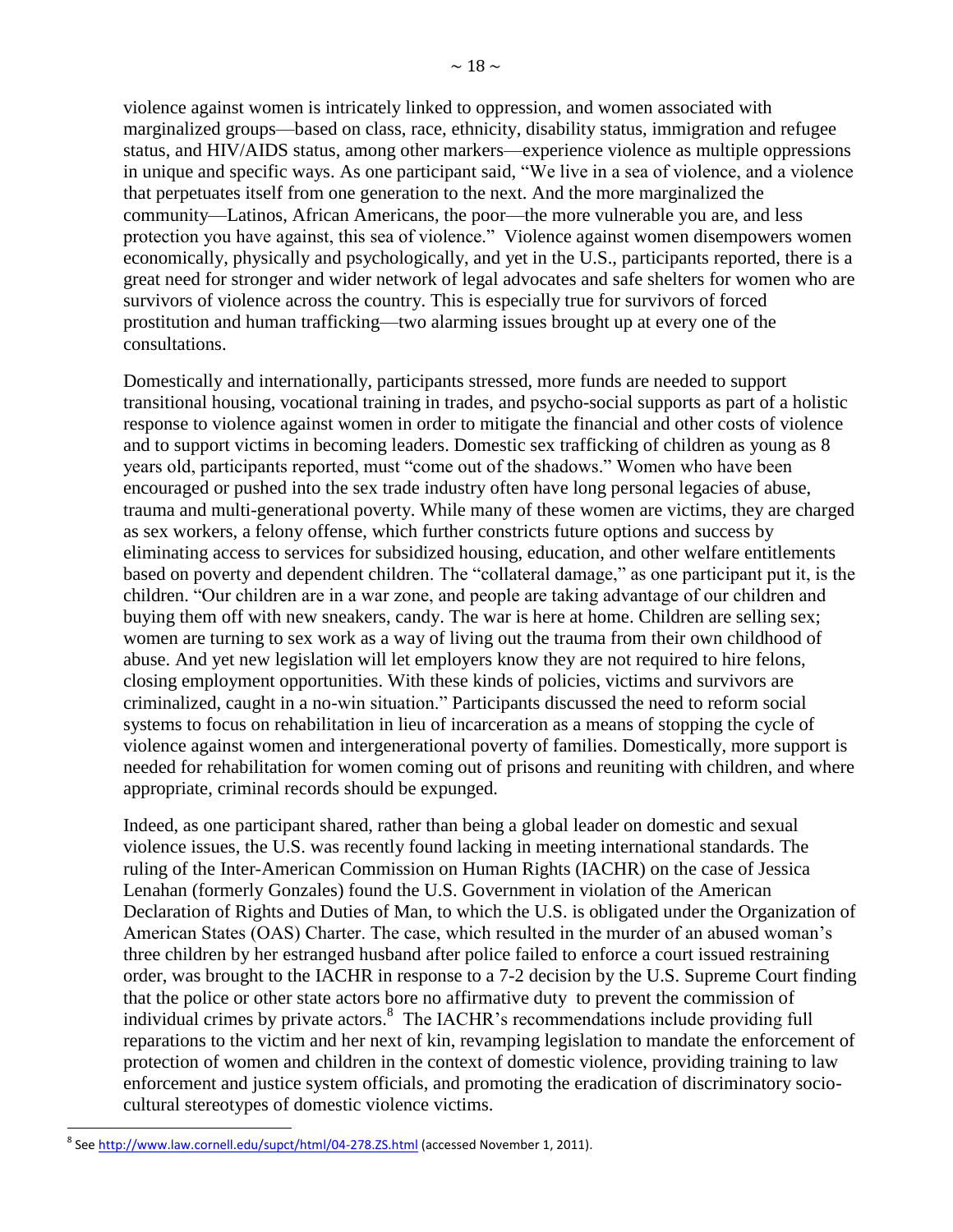violence against women is intricately linked to oppression, and women associated with marginalized groups—based on class, race, ethnicity, disability status, immigration and refugee status, and HIV/AIDS status, among other markers—experience violence as multiple oppressions in unique and specific ways. As one participant said, "We live in a sea of violence, and a violence that perpetuates itself from one generation to the next. And the more marginalized the community—Latinos, African Americans, the poor—the more vulnerable you are, and less protection you have against, this sea of violence." Violence against women disempowers women economically, physically and psychologically, and yet in the U.S., participants reported, there is a great need for stronger and wider network of legal advocates and safe shelters for women who are survivors of violence across the country. This is especially true for survivors of forced prostitution and human trafficking—two alarming issues brought up at every one of the consultations.

Domestically and internationally, participants stressed, more funds are needed to support transitional housing, vocational training in trades, and psycho-social supports as part of a holistic response to violence against women in order to mitigate the financial and other costs of violence and to support victims in becoming leaders. Domestic sex trafficking of children as young as 8 years old, participants reported, must "come out of the shadows." Women who have been encouraged or pushed into the sex trade industry often have long personal legacies of abuse, trauma and multi-generational poverty. While many of these women are victims, they are charged as sex workers, a felony offense, which further constricts future options and success by eliminating access to services for subsidized housing, education, and other welfare entitlements based on poverty and dependent children. The "collateral damage," as one participant put it, is the children. "Our children are in a war zone, and people are taking advantage of our children and buying them off with new sneakers, candy. The war is here at home. Children are selling sex; women are turning to sex work as a way of living out the trauma from their own childhood of abuse. And yet new legislation will let employers know they are not required to hire felons, closing employment opportunities. With these kinds of policies, victims and survivors are criminalized, caught in a no-win situation." Participants discussed the need to reform social systems to focus on rehabilitation in lieu of incarceration as a means of stopping the cycle of violence against women and intergenerational poverty of families. Domestically, more support is needed for rehabilitation for women coming out of prisons and reuniting with children, and where appropriate, criminal records should be expunged.

Indeed, as one participant shared, rather than being a global leader on domestic and sexual violence issues, the U.S. was recently found lacking in meeting international standards. The ruling of the Inter-American Commission on Human Rights (IACHR) on the case of Jessica Lenahan (formerly Gonzales) found the U.S. Government in violation of the American Declaration of Rights and Duties of Man, to which the U.S. is obligated under the Organization of American States (OAS) Charter. The case, which resulted in the murder of an abused woman's three children by her estranged husband after police failed to enforce a court issued restraining order, was brought to the IACHR in response to a 7-2 decision by the U.S. Supreme Court finding that the police or other state actors bore no affirmative duty to prevent the commission of individual crimes by private actors.[8] The IACHR's recommendations include providing full reparations to the victim and her next of kin, revamping legislation to mandate the enforcement of protection of women and children in the context of domestic violence, providing training to law enforcement and justice system officials, and promoting the eradication of discriminatory socio-cultural stereotypes of domestic violence victims.

---

[8] See http://www.law.cornell.edu/supct/html/04-278.ZS.html (accessed November 1, 2011).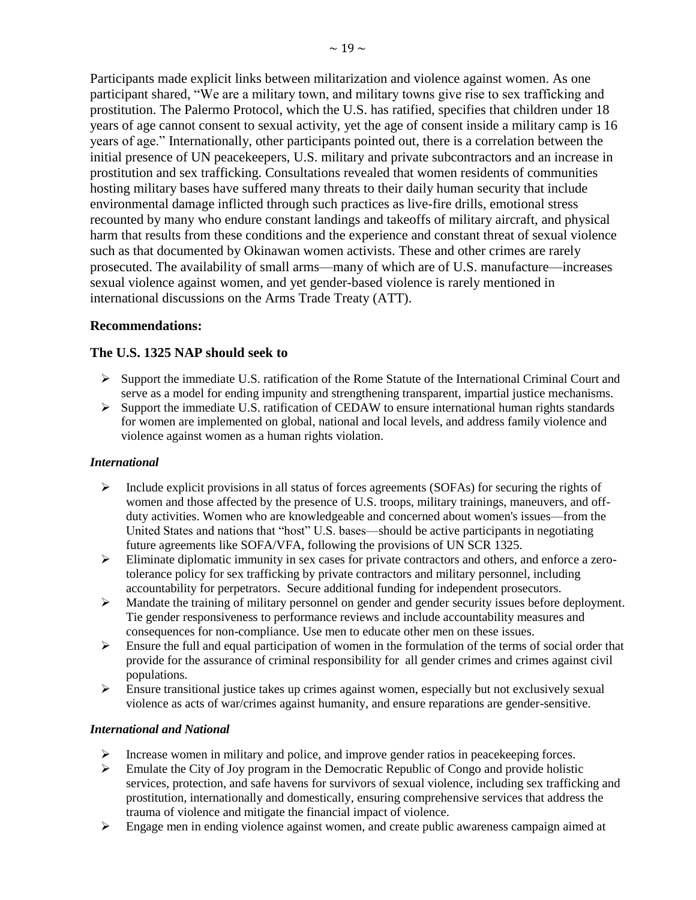Participants made explicit links between militarization and violence against women. As one participant shared, "We are a military town, and military towns give rise to sex trafficking and prostitution. The Palermo Protocol, which the U.S. has ratified, specifies that children under 18 years of age cannot consent to sexual activity, yet the age of consent inside a military camp is 16 years of age." Internationally, other participants pointed out, there is a correlation between the initial presence of UN peacekeepers, U.S. military and private subcontractors and an increase in prostitution and sex trafficking. Consultations revealed that women residents of communities hosting military bases have suffered many threats to their daily human security that include environmental damage inflicted through such practices as live-fire drills, emotional stress recounted by many who endure constant landings and takeoffs of military aircraft, and physical harm that results from these conditions and the experience and constant threat of sexual violence such as that documented by Okinawan women activists. These and other crimes are rarely prosecuted. The availability of small arms—many of which are of U.S. manufacture—increases sexual violence against women, and yet gender-based violence is rarely mentioned in international discussions on the Arms Trade Treaty (ATT).

### Recommendations:

### The U.S. 1325 NAP should seek to

- Support the immediate U.S. ratification of the Rome Statute of the International Criminal Court and serve as a model for ending impunity and strengthening transparent, impartial justice mechanisms.
- Support the immediate U.S. ratification of CEDAW to ensure international human rights standards for women are implemented on global, national and local levels, and address family violence and violence against women as a human rights violation.

#### *International*

- Include explicit provisions in all status of forces agreements (SOFAs) for securing the rights of women and those affected by the presence of U.S. troops, military trainings, maneuvers, and off-duty activities. Women who are knowledgeable and concerned about women's issues—from the United States and nations that "host" U.S. bases—should be active participants in negotiating future agreements like SOFA/VFA, following the provisions of UN SCR 1325.
- Eliminate diplomatic immunity in sex cases for private contractors and others, and enforce a zero-tolerance policy for sex trafficking by private contractors and military personnel, including accountability for perpetrators. Secure additional funding for independent prosecutors.
- Mandate the training of military personnel on gender and gender security issues before deployment. Tie gender responsiveness to performance reviews and include accountability measures and consequences for non-compliance. Use men to educate other men on these issues.
- Ensure the full and equal participation of women in the formulation of the terms of social order that provide for the assurance of criminal responsibility for all gender crimes and crimes against civil populations.
- Ensure transitional justice takes up crimes against women, especially but not exclusively sexual violence as acts of war/crimes against humanity, and ensure reparations are gender-sensitive.

#### *International and National*

- Increase women in military and police, and improve gender ratios in peacekeeping forces.
- Emulate the City of Joy program in the Democratic Republic of Congo and provide holistic services, protection, and safe havens for survivors of sexual violence, including sex trafficking and prostitution, internationally and domestically, ensuring comprehensive services that address the trauma of violence and mitigate the financial impact of violence.
- Engage men in ending violence against women, and create public awareness campaign aimed at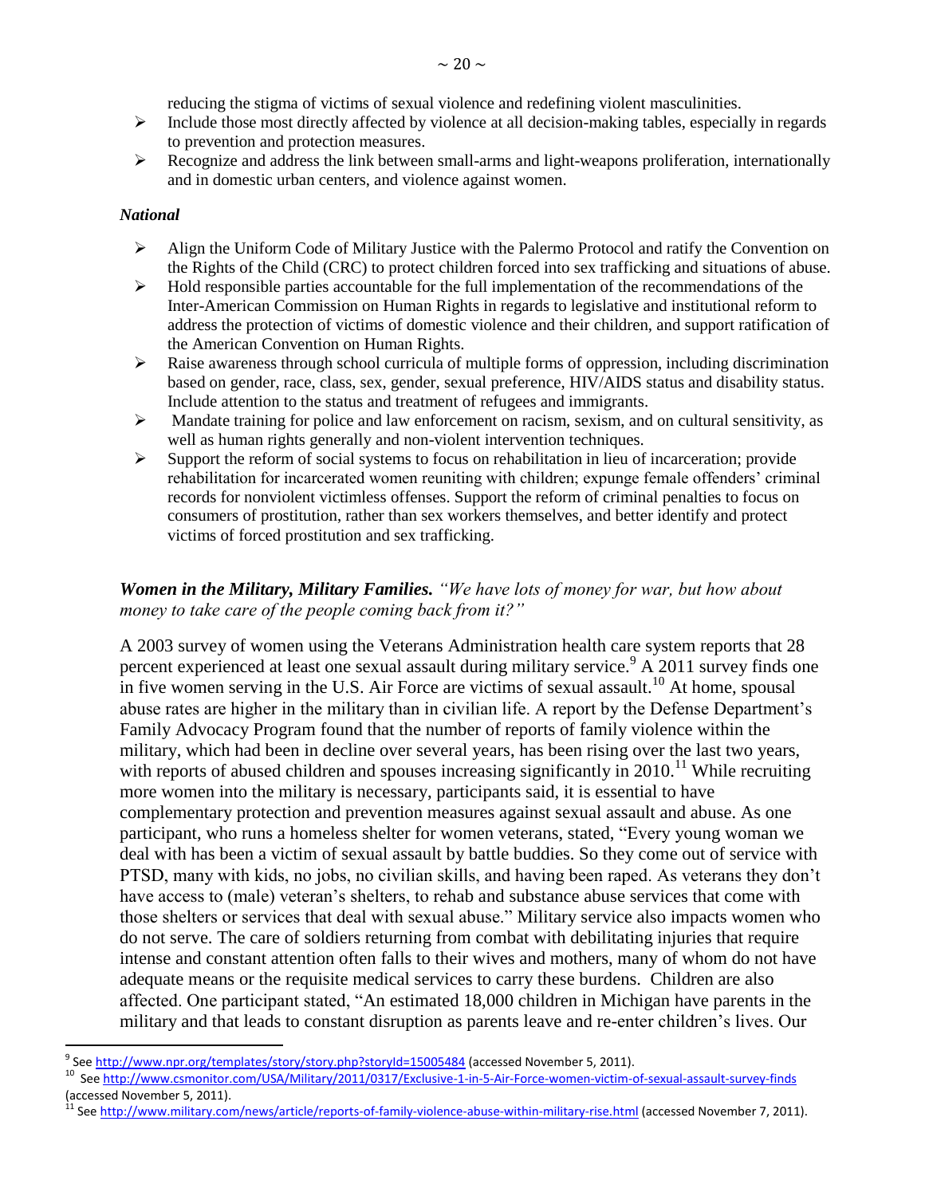reducing the stigma of victims of sexual violence and redefining violent masculinities.

- Include those most directly affected by violence at all decision-making tables, especially in regards to prevention and protection measures.
- Recognize and address the link between small-arms and light-weapons proliferation, internationally and in domestic urban centers, and violence against women.

***National***

- Align the Uniform Code of Military Justice with the Palermo Protocol and ratify the Convention on the Rights of the Child (CRC) to protect children forced into sex trafficking and situations of abuse.
- Hold responsible parties accountable for the full implementation of the recommendations of the Inter-American Commission on Human Rights in regards to legislative and institutional reform to address the protection of victims of domestic violence and their children, and support ratification of the American Convention on Human Rights.
- Raise awareness through school curricula of multiple forms of oppression, including discrimination based on gender, race, class, sex, gender, sexual preference, HIV/AIDS status and disability status. Include attention to the status and treatment of refugees and immigrants.
- Mandate training for police and law enforcement on racism, sexism, and on cultural sensitivity, as well as human rights generally and non-violent intervention techniques.
- Support the reform of social systems to focus on rehabilitation in lieu of incarceration; provide rehabilitation for incarcerated women reuniting with children; expunge female offenders' criminal records for nonviolent victimless offenses. Support the reform of criminal penalties to focus on consumers of prostitution, rather than sex workers themselves, and better identify and protect victims of forced prostitution and sex trafficking.

***Women in the Military, Military Families.*** *"We have lots of money for war, but how about money to take care of the people coming back from it?"*

A 2003 survey of women using the Veterans Administration health care system reports that 28 percent experienced at least one sexual assault during military service.[9] A 2011 survey finds one in five women serving in the U.S. Air Force are victims of sexual assault.[10] At home, spousal abuse rates are higher in the military than in civilian life. A report by the Defense Department's Family Advocacy Program found that the number of reports of family violence within the military, which had been in decline over several years, has been rising over the last two years, with reports of abused children and spouses increasing significantly in 2010.[11] While recruiting more women into the military is necessary, participants said, it is essential to have complementary protection and prevention measures against sexual assault and abuse. As one participant, who runs a homeless shelter for women veterans, stated, "Every young woman we deal with has been a victim of sexual assault by battle buddies. So they come out of service with PTSD, many with kids, no jobs, no civilian skills, and having been raped. As veterans they don't have access to (male) veteran's shelters, to rehab and substance abuse services that come with those shelters or services that deal with sexual abuse." Military service also impacts women who do not serve. The care of soldiers returning from combat with debilitating injuries that require intense and constant attention often falls to their wives and mothers, many of whom do not have adequate means or the requisite medical services to carry these burdens. Children are also affected. One participant stated, "An estimated 18,000 children in Michigan have parents in the military and that leads to constant disruption as parents leave and re-enter children's lives. Our

---

[9] See http://www.npr.org/templates/story/story.php?storyId=15005484 (accessed November 5, 2011).

[10] See http://www.csmonitor.com/USA/Military/2011/0317/Exclusive-1-in-5-Air-Force-women-victim-of-sexual-assault-survey-finds (accessed November 5, 2011).

[11] See http://www.military.com/news/article/reports-of-family-violence-abuse-within-military-rise.html (accessed November 7, 2011).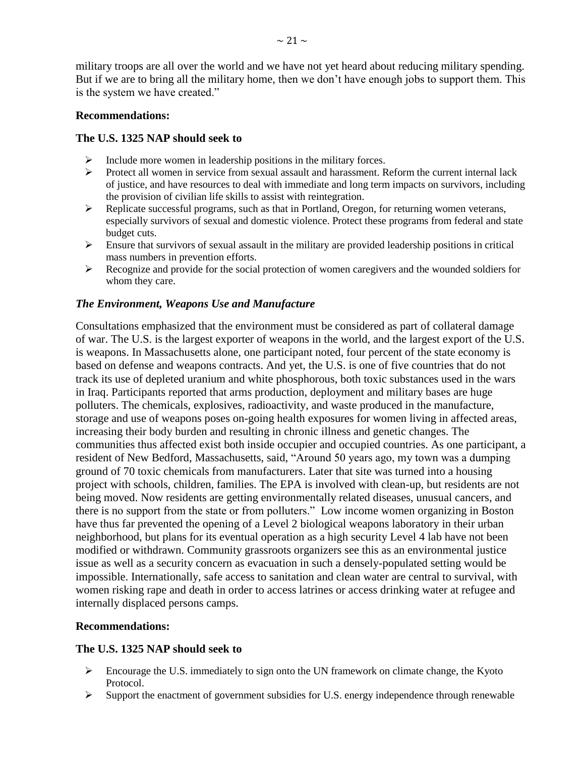military troops are all over the world and we have not yet heard about reducing military spending. But if we are to bring all the military home, then we don't have enough jobs to support them. This is the system we have created."

**Recommendations:**

**The U.S. 1325 NAP should seek to**

- Include more women in leadership positions in the military forces.
- Protect all women in service from sexual assault and harassment. Reform the current internal lack of justice, and have resources to deal with immediate and long term impacts on survivors, including the provision of civilian life skills to assist with reintegration.
- Replicate successful programs, such as that in Portland, Oregon, for returning women veterans, especially survivors of sexual and domestic violence. Protect these programs from federal and state budget cuts.
- Ensure that survivors of sexual assault in the military are provided leadership positions in critical mass numbers in prevention efforts.
- Recognize and provide for the social protection of women caregivers and the wounded soldiers for whom they care.

### *The Environment, Weapons Use and Manufacture*

Consultations emphasized that the environment must be considered as part of collateral damage of war. The U.S. is the largest exporter of weapons in the world, and the largest export of the U.S. is weapons. In Massachusetts alone, one participant noted, four percent of the state economy is based on defense and weapons contracts. And yet, the U.S. is one of five countries that do not track its use of depleted uranium and white phosphorous, both toxic substances used in the wars in Iraq. Participants reported that arms production, deployment and military bases are huge polluters. The chemicals, explosives, radioactivity, and waste produced in the manufacture, storage and use of weapons poses on-going health exposures for women living in affected areas, increasing their body burden and resulting in chronic illness and genetic changes. The communities thus affected exist both inside occupier and occupied countries. As one participant, a resident of New Bedford, Massachusetts, said, "Around 50 years ago, my town was a dumping ground of 70 toxic chemicals from manufacturers. Later that site was turned into a housing project with schools, children, families. The EPA is involved with clean-up, but residents are not being moved. Now residents are getting environmentally related diseases, unusual cancers, and there is no support from the state or from polluters." Low income women organizing in Boston have thus far prevented the opening of a Level 2 biological weapons laboratory in their urban neighborhood, but plans for its eventual operation as a high security Level 4 lab have not been modified or withdrawn. Community grassroots organizers see this as an environmental justice issue as well as a security concern as evacuation in such a densely-populated setting would be impossible. Internationally, safe access to sanitation and clean water are central to survival, with women risking rape and death in order to access latrines or access drinking water at refugee and internally displaced persons camps.

**Recommendations:**

**The U.S. 1325 NAP should seek to**

- Encourage the U.S. immediately to sign onto the UN framework on climate change, the Kyoto Protocol.
- Support the enactment of government subsidies for U.S. energy independence through renewable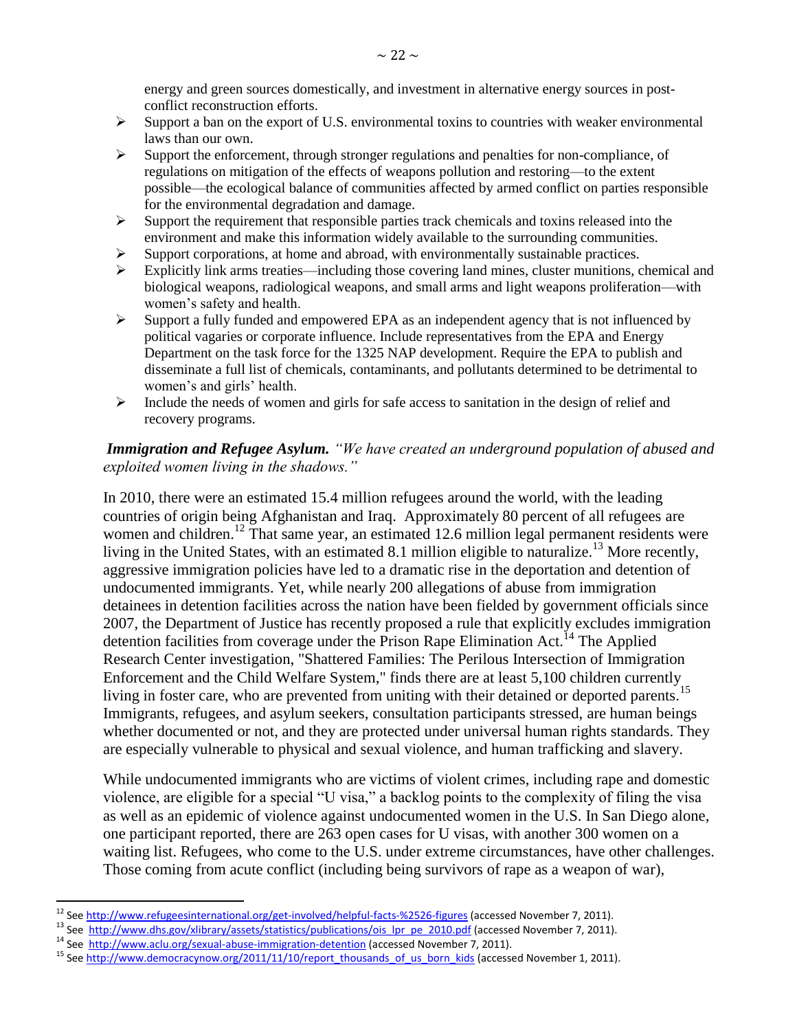energy and green sources domestically, and investment in alternative energy sources in post-conflict reconstruction efforts.

- Support a ban on the export of U.S. environmental toxins to countries with weaker environmental laws than our own.
- Support the enforcement, through stronger regulations and penalties for non-compliance, of regulations on mitigation of the effects of weapons pollution and restoring—to the extent possible—the ecological balance of communities affected by armed conflict on parties responsible for the environmental degradation and damage.
- Support the requirement that responsible parties track chemicals and toxins released into the environment and make this information widely available to the surrounding communities.
- Support corporations, at home and abroad, with environmentally sustainable practices.
- Explicitly link arms treaties—including those covering land mines, cluster munitions, chemical and biological weapons, radiological weapons, and small arms and light weapons proliferation—with women's safety and health.
- Support a fully funded and empowered EPA as an independent agency that is not influenced by political vagaries or corporate influence. Include representatives from the EPA and Energy Department on the task force for the 1325 NAP development. Require the EPA to publish and disseminate a full list of chemicals, contaminants, and pollutants determined to be detrimental to women's and girls' health.
- Include the needs of women and girls for safe access to sanitation in the design of relief and recovery programs.

***Immigration and Refugee Asylum.*** *"We have created an underground population of abused and exploited women living in the shadows."*

In 2010, there were an estimated 15.4 million refugees around the world, with the leading countries of origin being Afghanistan and Iraq. Approximately 80 percent of all refugees are women and children.[12] That same year, an estimated 12.6 million legal permanent residents were living in the United States, with an estimated 8.1 million eligible to naturalize.[13] More recently, aggressive immigration policies have led to a dramatic rise in the deportation and detention of undocumented immigrants. Yet, while nearly 200 allegations of abuse from immigration detainees in detention facilities across the nation have been fielded by government officials since 2007, the Department of Justice has recently proposed a rule that explicitly excludes immigration detention facilities from coverage under the Prison Rape Elimination Act.[14] The Applied Research Center investigation, "Shattered Families: The Perilous Intersection of Immigration Enforcement and the Child Welfare System," finds there are at least 5,100 children currently living in foster care, who are prevented from uniting with their detained or deported parents.[15] Immigrants, refugees, and asylum seekers, consultation participants stressed, are human beings whether documented or not, and they are protected under universal human rights standards. They are especially vulnerable to physical and sexual violence, and human trafficking and slavery.

While undocumented immigrants who are victims of violent crimes, including rape and domestic violence, are eligible for a special "U visa," a backlog points to the complexity of filing the visa as well as an epidemic of violence against undocumented women in the U.S. In San Diego alone, one participant reported, there are 263 open cases for U visas, with another 300 women on a waiting list. Refugees, who come to the U.S. under extreme circumstances, have other challenges. Those coming from acute conflict (including being survivors of rape as a weapon of war),

---

[12] See http://www.refugeesinternational.org/get-involved/helpful-facts-%2526-figures (accessed November 7, 2011).

[13] See http://www.dhs.gov/xlibrary/assets/statistics/publications/ois_lpr_pe_2010.pdf (accessed November 7, 2011).

[14] See http://www.aclu.org/sexual-abuse-immigration-detention (accessed November 7, 2011).

[15] See http://www.democracynow.org/2011/11/10/report_thousands_of_us_born_kids (accessed November 1, 2011).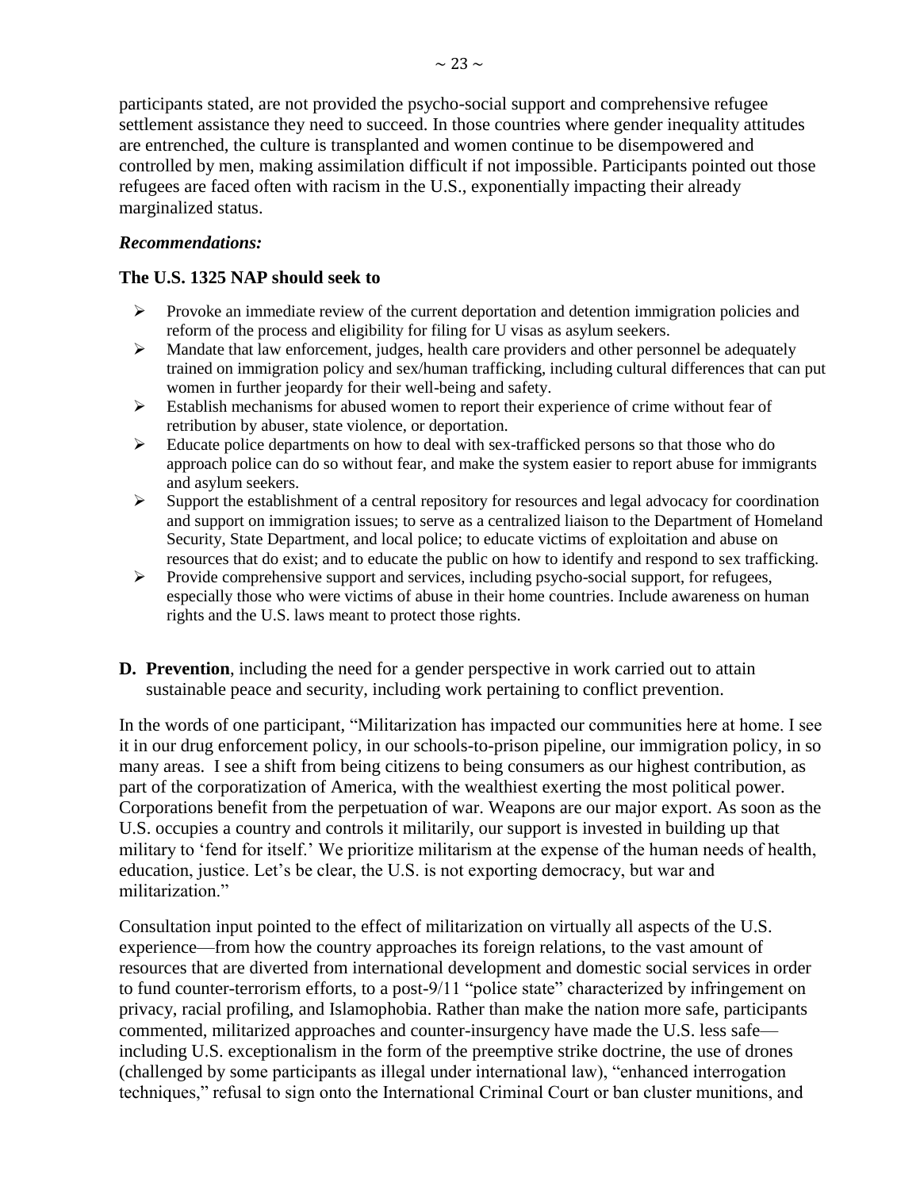participants stated, are not provided the psycho-social support and comprehensive refugee settlement assistance they need to succeed. In those countries where gender inequality attitudes are entrenched, the culture is transplanted and women continue to be disempowered and controlled by men, making assimilation difficult if not impossible. Participants pointed out those refugees are faced often with racism in the U.S., exponentially impacting their already marginalized status.

***Recommendations:***

**The U.S. 1325 NAP should seek to**

- Provoke an immediate review of the current deportation and detention immigration policies and reform of the process and eligibility for filing for U visas as asylum seekers.
- Mandate that law enforcement, judges, health care providers and other personnel be adequately trained on immigration policy and sex/human trafficking, including cultural differences that can put women in further jeopardy for their well-being and safety.
- Establish mechanisms for abused women to report their experience of crime without fear of retribution by abuser, state violence, or deportation.
- Educate police departments on how to deal with sex-trafficked persons so that those who do approach police can do so without fear, and make the system easier to report abuse for immigrants and asylum seekers.
- Support the establishment of a central repository for resources and legal advocacy for coordination and support on immigration issues; to serve as a centralized liaison to the Department of Homeland Security, State Department, and local police; to educate victims of exploitation and abuse on resources that do exist; and to educate the public on how to identify and respond to sex trafficking.
- Provide comprehensive support and services, including psycho-social support, for refugees, especially those who were victims of abuse in their home countries. Include awareness on human rights and the U.S. laws meant to protect those rights.

**D. Prevention**, including the need for a gender perspective in work carried out to attain sustainable peace and security, including work pertaining to conflict prevention.

In the words of one participant, "Militarization has impacted our communities here at home. I see it in our drug enforcement policy, in our schools-to-prison pipeline, our immigration policy, in so many areas. I see a shift from being citizens to being consumers as our highest contribution, as part of the corporatization of America, with the wealthiest exerting the most political power. Corporations benefit from the perpetuation of war. Weapons are our major export. As soon as the U.S. occupies a country and controls it militarily, our support is invested in building up that military to 'fend for itself.' We prioritize militarism at the expense of the human needs of health, education, justice. Let's be clear, the U.S. is not exporting democracy, but war and militarization."

Consultation input pointed to the effect of militarization on virtually all aspects of the U.S. experience—from how the country approaches its foreign relations, to the vast amount of resources that are diverted from international development and domestic social services in order to fund counter-terrorism efforts, to a post-9/11 "police state" characterized by infringement on privacy, racial profiling, and Islamophobia. Rather than make the nation more safe, participants commented, militarized approaches and counter-insurgency have made the U.S. less safe—including U.S. exceptionalism in the form of the preemptive strike doctrine, the use of drones (challenged by some participants as illegal under international law), "enhanced interrogation techniques," refusal to sign onto the International Criminal Court or ban cluster munitions, and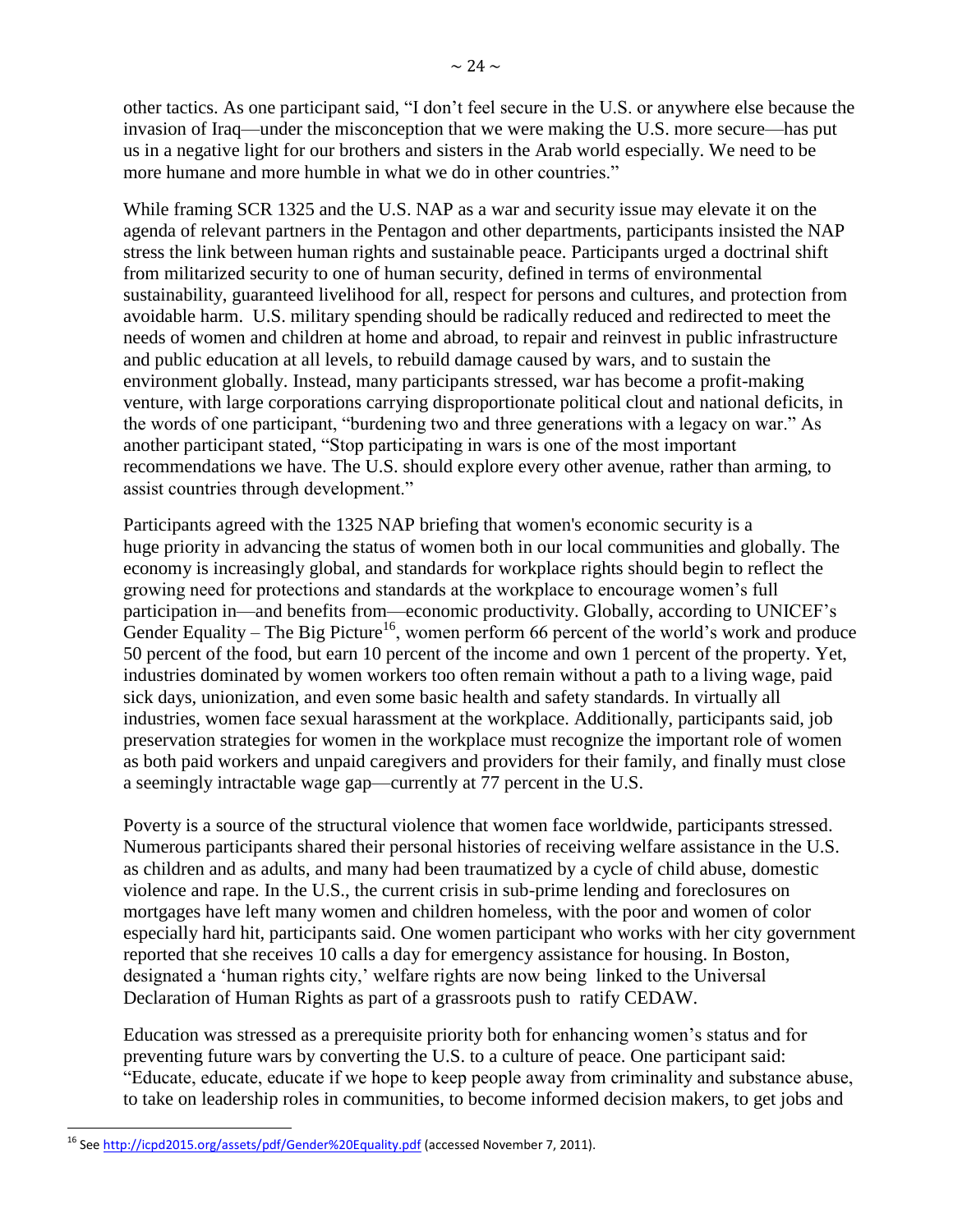other tactics. As one participant said, “I don’t feel secure in the U.S. or anywhere else because the invasion of Iraq—under the misconception that we were making the U.S. more secure—has put us in a negative light for our brothers and sisters in the Arab world especially. We need to be more humane and more humble in what we do in other countries.”

While framing SCR 1325 and the U.S. NAP as a war and security issue may elevate it on the agenda of relevant partners in the Pentagon and other departments, participants insisted the NAP stress the link between human rights and sustainable peace. Participants urged a doctrinal shift from militarized security to one of human security, defined in terms of environmental sustainability, guaranteed livelihood for all, respect for persons and cultures, and protection from avoidable harm. U.S. military spending should be radically reduced and redirected to meet the needs of women and children at home and abroad, to repair and reinvest in public infrastructure and public education at all levels, to rebuild damage caused by wars, and to sustain the environment globally. Instead, many participants stressed, war has become a profit-making venture, with large corporations carrying disproportionate political clout and national deficits, in the words of one participant, “burdening two and three generations with a legacy on war.” As another participant stated, “Stop participating in wars is one of the most important recommendations we have. The U.S. should explore every other avenue, rather than arming, to assist countries through development.”

Participants agreed with the 1325 NAP briefing that women's economic security is a huge priority in advancing the status of women both in our local communities and globally. The economy is increasingly global, and standards for workplace rights should begin to reflect the growing need for protections and standards at the workplace to encourage women’s full participation in—and benefits from—economic productivity. Globally, according to UNICEF’s Gender Equality – The Big Picture[16], women perform 66 percent of the world’s work and produce 50 percent of the food, but earn 10 percent of the income and own 1 percent of the property. Yet, industries dominated by women workers too often remain without a path to a living wage, paid sick days, unionization, and even some basic health and safety standards. In virtually all industries, women face sexual harassment at the workplace. Additionally, participants said, job preservation strategies for women in the workplace must recognize the important role of women as both paid workers and unpaid caregivers and providers for their family, and finally must close a seemingly intractable wage gap—currently at 77 percent in the U.S.

Poverty is a source of the structural violence that women face worldwide, participants stressed. Numerous participants shared their personal histories of receiving welfare assistance in the U.S. as children and as adults, and many had been traumatized by a cycle of child abuse, domestic violence and rape. In the U.S., the current crisis in sub-prime lending and foreclosures on mortgages have left many women and children homeless, with the poor and women of color especially hard hit, participants said. One women participant who works with her city government reported that she receives 10 calls a day for emergency assistance for housing. In Boston, designated a ‘human rights city,’ welfare rights are now being linked to the Universal Declaration of Human Rights as part of a grassroots push to ratify CEDAW.

Education was stressed as a prerequisite priority both for enhancing women’s status and for preventing future wars by converting the U.S. to a culture of peace. One participant said: “Educate, educate, educate if we hope to keep people away from criminality and substance abuse, to take on leadership roles in communities, to become informed decision makers, to get jobs and

---

[16] See http://icpd2015.org/assets/pdf/Gender%20Equality.pdf (accessed November 7, 2011).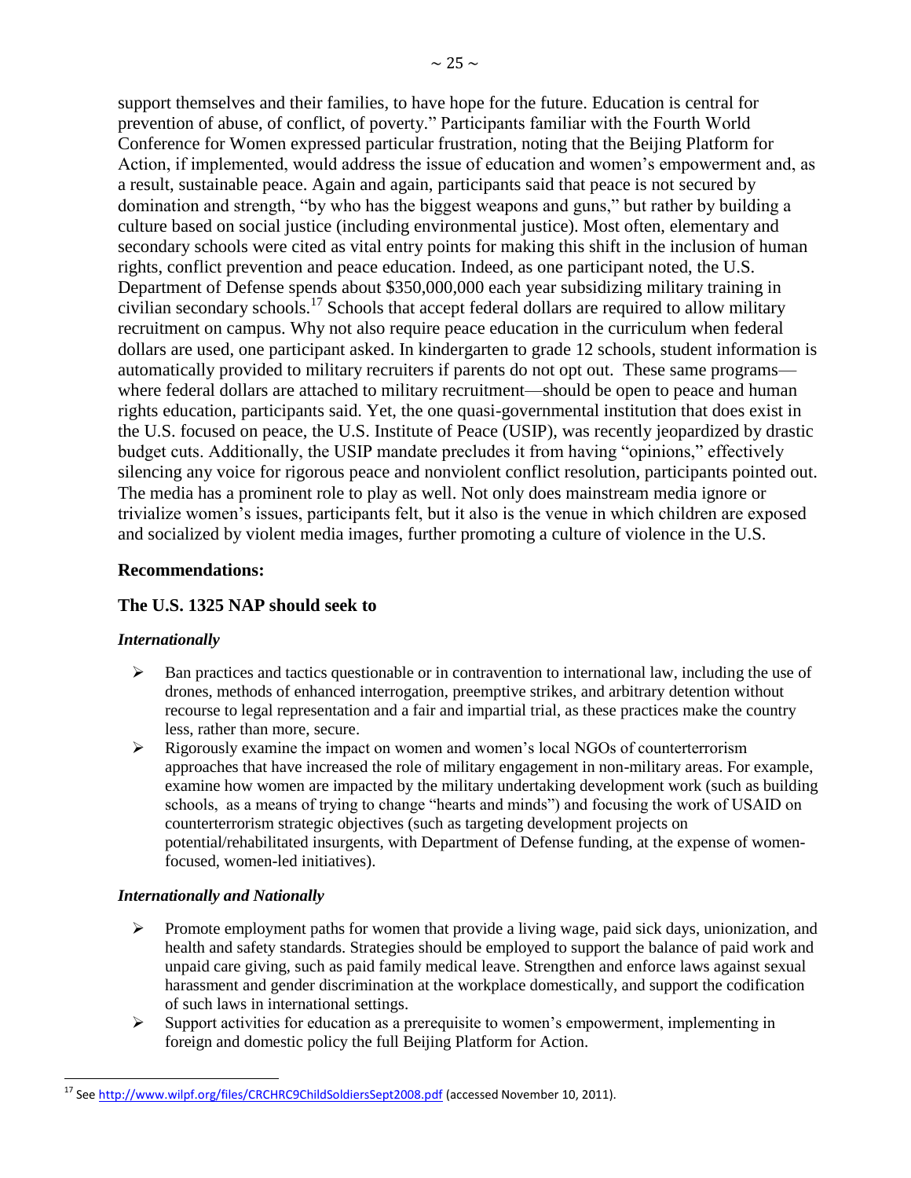support themselves and their families, to have hope for the future. Education is central for prevention of abuse, of conflict, of poverty." Participants familiar with the Fourth World Conference for Women expressed particular frustration, noting that the Beijing Platform for Action, if implemented, would address the issue of education and women's empowerment and, as a result, sustainable peace. Again and again, participants said that peace is not secured by domination and strength, "by who has the biggest weapons and guns," but rather by building a culture based on social justice (including environmental justice). Most often, elementary and secondary schools were cited as vital entry points for making this shift in the inclusion of human rights, conflict prevention and peace education. Indeed, as one participant noted, the U.S. Department of Defense spends about $350,000,000 each year subsidizing military training in civilian secondary schools.[17] Schools that accept federal dollars are required to allow military recruitment on campus. Why not also require peace education in the curriculum when federal dollars are used, one participant asked. In kindergarten to grade 12 schools, student information is automatically provided to military recruiters if parents do not opt out. These same programs—where federal dollars are attached to military recruitment—should be open to peace and human rights education, participants said. Yet, the one quasi-governmental institution that does exist in the U.S. focused on peace, the U.S. Institute of Peace (USIP), was recently jeopardized by drastic budget cuts. Additionally, the USIP mandate precludes it from having "opinions," effectively silencing any voice for rigorous peace and nonviolent conflict resolution, participants pointed out. The media has a prominent role to play as well. Not only does mainstream media ignore or trivialize women's issues, participants felt, but it also is the venue in which children are exposed and socialized by violent media images, further promoting a culture of violence in the U.S.

### Recommendations:

### The U.S. 1325 NAP should seek to

#### *Internationally*

- Ban practices and tactics questionable or in contravention to international law, including the use of drones, methods of enhanced interrogation, preemptive strikes, and arbitrary detention without recourse to legal representation and a fair and impartial trial, as these practices make the country less, rather than more, secure.
- Rigorously examine the impact on women and women's local NGOs of counterterrorism approaches that have increased the role of military engagement in non-military areas. For example, examine how women are impacted by the military undertaking development work (such as building schools, as a means of trying to change "hearts and minds") and focusing the work of USAID on counterterrorism strategic objectives (such as targeting development projects on potential/rehabilitated insurgents, with Department of Defense funding, at the expense of women-focused, women-led initiatives).

#### *Internationally and Nationally*

- Promote employment paths for women that provide a living wage, paid sick days, unionization, and health and safety standards. Strategies should be employed to support the balance of paid work and unpaid care giving, such as paid family medical leave. Strengthen and enforce laws against sexual harassment and gender discrimination at the workplace domestically, and support the codification of such laws in international settings.
- Support activities for education as a prerequisite to women's empowerment, implementing in foreign and domestic policy the full Beijing Platform for Action.

---

[17] See http://www.wilpf.org/files/CRCHRC9ChildSoldiersSept2008.pdf (accessed November 10, 2011).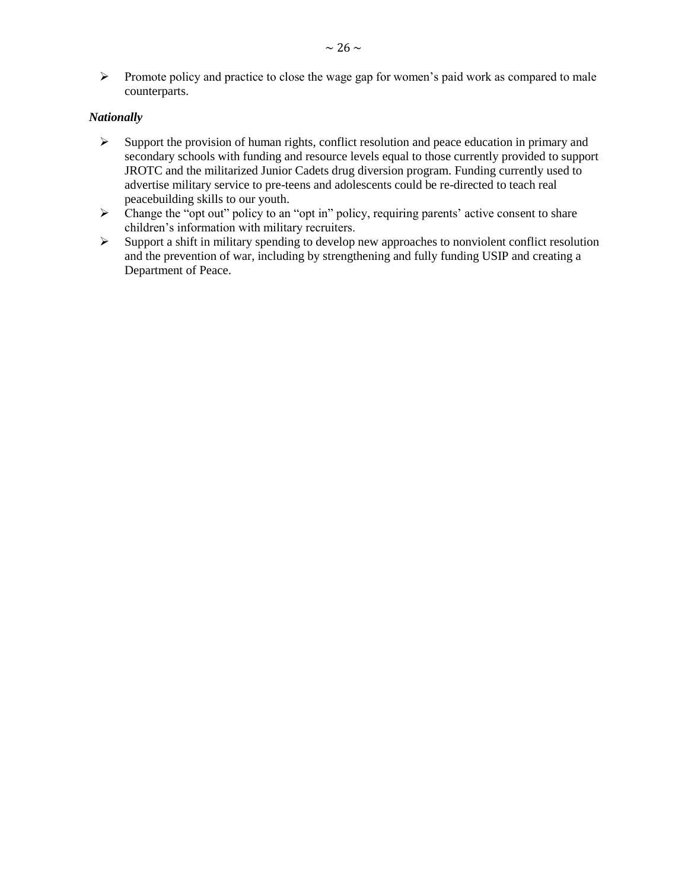- Promote policy and practice to close the wage gap for women's paid work as compared to male counterparts.

***Nationally***

- Support the provision of human rights, conflict resolution and peace education in primary and secondary schools with funding and resource levels equal to those currently provided to support JROTC and the militarized Junior Cadets drug diversion program. Funding currently used to advertise military service to pre-teens and adolescents could be re-directed to teach real peacebuilding skills to our youth.
- Change the "opt out" policy to an "opt in" policy, requiring parents' active consent to share children's information with military recruiters.
- Support a shift in military spending to develop new approaches to nonviolent conflict resolution and the prevention of war, including by strengthening and fully funding USIP and creating a Department of Peace.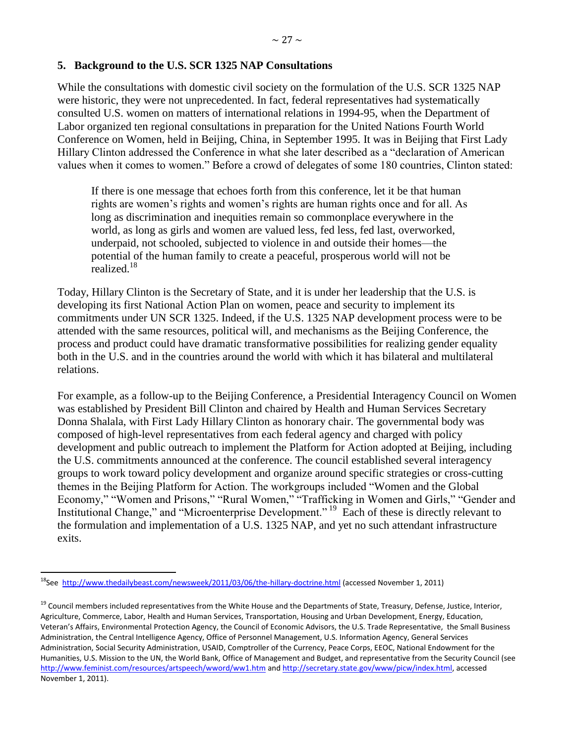## 5. Background to the U.S. SCR 1325 NAP Consultations

While the consultations with domestic civil society on the formulation of the U.S. SCR 1325 NAP were historic, they were not unprecedented. In fact, federal representatives had systematically consulted U.S. women on matters of international relations in 1994-95, when the Department of Labor organized ten regional consultations in preparation for the United Nations Fourth World Conference on Women, held in Beijing, China, in September 1995. It was in Beijing that First Lady Hillary Clinton addressed the Conference in what she later described as a "declaration of American values when it comes to women." Before a crowd of delegates of some 180 countries, Clinton stated:

> If there is one message that echoes forth from this conference, let it be that human rights are women's rights and women's rights are human rights once and for all. As long as discrimination and inequities remain so commonplace everywhere in the world, as long as girls and women are valued less, fed less, fed last, overworked, underpaid, not schooled, subjected to violence in and outside their homes—the potential of the human family to create a peaceful, prosperous world will not be realized.[18]

Today, Hillary Clinton is the Secretary of State, and it is under her leadership that the U.S. is developing its first National Action Plan on women, peace and security to implement its commitments under UN SCR 1325. Indeed, if the U.S. 1325 NAP development process were to be attended with the same resources, political will, and mechanisms as the Beijing Conference, the process and product could have dramatic transformative possibilities for realizing gender equality both in the U.S. and in the countries around the world with which it has bilateral and multilateral relations.

For example, as a follow-up to the Beijing Conference, a Presidential Interagency Council on Women was established by President Bill Clinton and chaired by Health and Human Services Secretary Donna Shalala, with First Lady Hillary Clinton as honorary chair. The governmental body was composed of high-level representatives from each federal agency and charged with policy development and public outreach to implement the Platform for Action adopted at Beijing, including the U.S. commitments announced at the conference. The council established several interagency groups to work toward policy development and organize around specific strategies or cross-cutting themes in the Beijing Platform for Action. The workgroups included "Women and the Global Economy," "Women and Prisons," "Rural Women," "Trafficking in Women and Girls," "Gender and Institutional Change," and "Microenterprise Development."[19] Each of these is directly relevant to the formulation and implementation of a U.S. 1325 NAP, and yet no such attendant infrastructure exits.

---

[18] See http://www.thedailybeast.com/newsweek/2011/03/06/the-hillary-doctrine.html (accessed November 1, 2011)

[19] Council members included representatives from the White House and the Departments of State, Treasury, Defense, Justice, Interior, Agriculture, Commerce, Labor, Health and Human Services, Transportation, Housing and Urban Development, Energy, Education, Veteran's Affairs, Environmental Protection Agency, the Council of Economic Advisors, the U.S. Trade Representative, the Small Business Administration, the Central Intelligence Agency, Office of Personnel Management, U.S. Information Agency, General Services Administration, Social Security Administration, USAID, Comptroller of the Currency, Peace Corps, EEOC, National Endowment for the Humanities, U.S. Mission to the UN, the World Bank, Office of Management and Budget, and representative from the Security Council (see http://www.feminist.com/resources/artspeech/wword/ww1.htm and http://secretary.state.gov/www/picw/index.html, accessed November 1, 2011).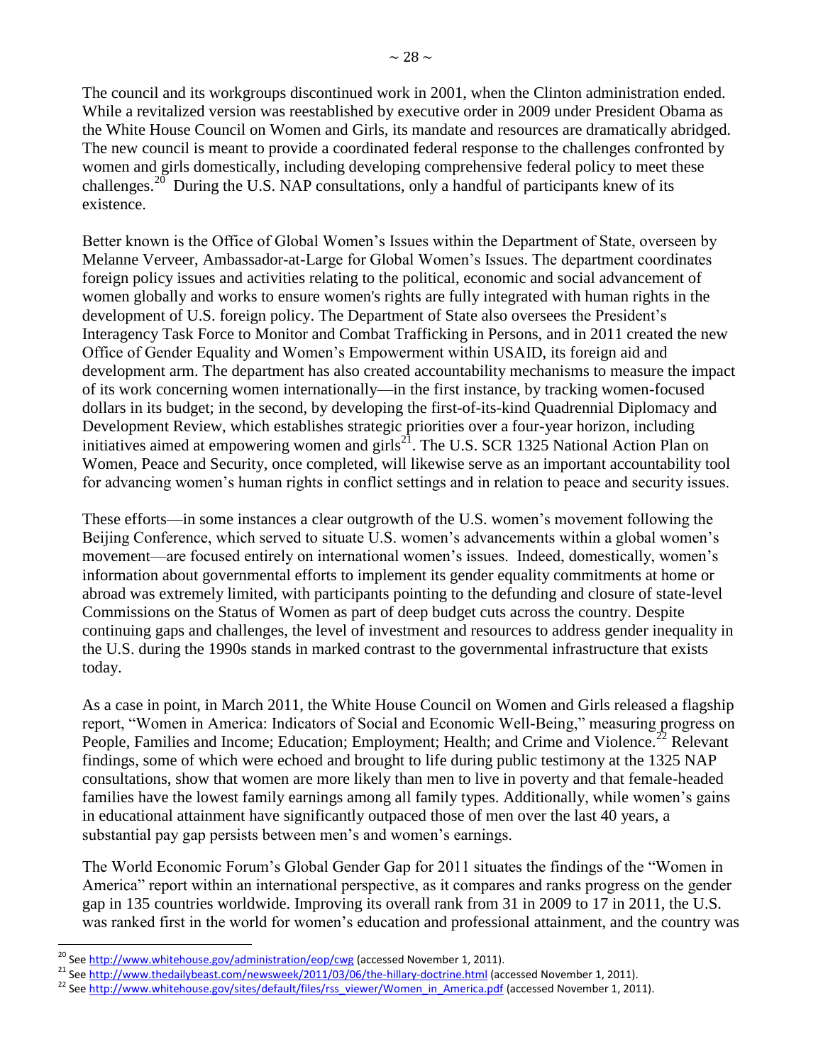The council and its workgroups discontinued work in 2001, when the Clinton administration ended. While a revitalized version was reestablished by executive order in 2009 under President Obama as the White House Council on Women and Girls, its mandate and resources are dramatically abridged. The new council is meant to provide a coordinated federal response to the challenges confronted by women and girls domestically, including developing comprehensive federal policy to meet these challenges.[20] During the U.S. NAP consultations, only a handful of participants knew of its existence.

Better known is the Office of Global Women's Issues within the Department of State, overseen by Melanne Verveer, Ambassador-at-Large for Global Women's Issues. The department coordinates foreign policy issues and activities relating to the political, economic and social advancement of women globally and works to ensure women's rights are fully integrated with human rights in the development of U.S. foreign policy. The Department of State also oversees the President's Interagency Task Force to Monitor and Combat Trafficking in Persons, and in 2011 created the new Office of Gender Equality and Women's Empowerment within USAID, its foreign aid and development arm. The department has also created accountability mechanisms to measure the impact of its work concerning women internationally—in the first instance, by tracking women-focused dollars in its budget; in the second, by developing the first-of-its-kind Quadrennial Diplomacy and Development Review, which establishes strategic priorities over a four-year horizon, including initiatives aimed at empowering women and girls[21]. The U.S. SCR 1325 National Action Plan on Women, Peace and Security, once completed, will likewise serve as an important accountability tool for advancing women's human rights in conflict settings and in relation to peace and security issues.

These efforts—in some instances a clear outgrowth of the U.S. women's movement following the Beijing Conference, which served to situate U.S. women's advancements within a global women's movement—are focused entirely on international women's issues. Indeed, domestically, women's information about governmental efforts to implement its gender equality commitments at home or abroad was extremely limited, with participants pointing to the defunding and closure of state-level Commissions on the Status of Women as part of deep budget cuts across the country. Despite continuing gaps and challenges, the level of investment and resources to address gender inequality in the U.S. during the 1990s stands in marked contrast to the governmental infrastructure that exists today.

As a case in point, in March 2011, the White House Council on Women and Girls released a flagship report, "Women in America: Indicators of Social and Economic Well-Being," measuring progress on People, Families and Income; Education; Employment; Health; and Crime and Violence.[22] Relevant findings, some of which were echoed and brought to life during public testimony at the 1325 NAP consultations, show that women are more likely than men to live in poverty and that female-headed families have the lowest family earnings among all family types. Additionally, while women's gains in educational attainment have significantly outpaced those of men over the last 40 years, a substantial pay gap persists between men's and women's earnings.

The World Economic Forum's Global Gender Gap for 2011 situates the findings of the "Women in America" report within an international perspective, as it compares and ranks progress on the gender gap in 135 countries worldwide. Improving its overall rank from 31 in 2009 to 17 in 2011, the U.S. was ranked first in the world for women's education and professional attainment, and the country was

---

[20] See http://www.whitehouse.gov/administration/eop/cwg (accessed November 1, 2011).

[21] See http://www.thedailybeast.com/newsweek/2011/03/06/the-hillary-doctrine.html (accessed November 1, 2011).

[22] See http://www.whitehouse.gov/sites/default/files/rss_viewer/Women_in_America.pdf (accessed November 1, 2011).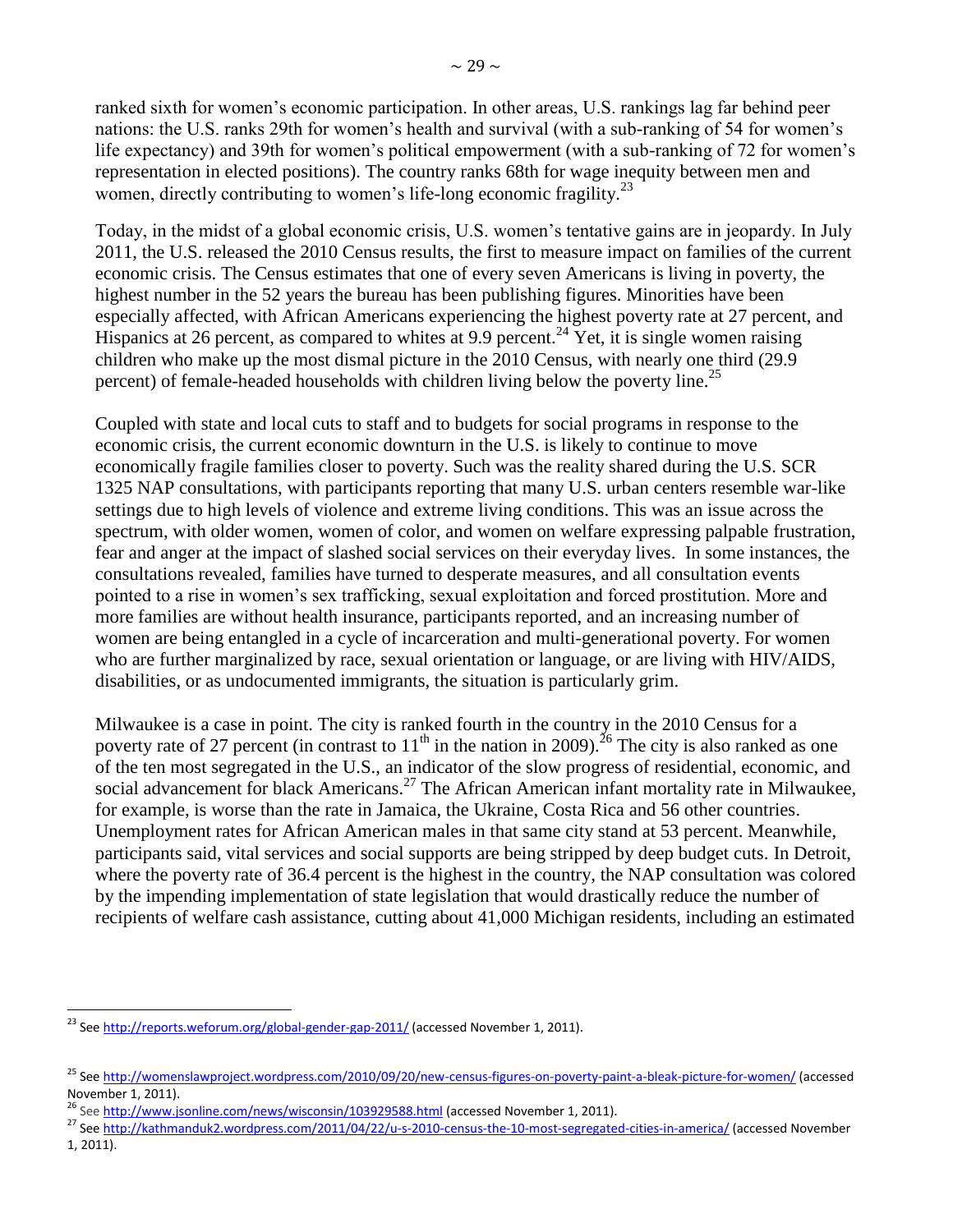ranked sixth for women's economic participation. In other areas, U.S. rankings lag far behind peer nations: the U.S. ranks 29th for women's health and survival (with a sub-ranking of 54 for women's life expectancy) and 39th for women's political empowerment (with a sub-ranking of 72 for women's representation in elected positions). The country ranks 68th for wage inequity between men and women, directly contributing to women's life-long economic fragility.[23]

Today, in the midst of a global economic crisis, U.S. women's tentative gains are in jeopardy. In July 2011, the U.S. released the 2010 Census results, the first to measure impact on families of the current economic crisis. The Census estimates that one of every seven Americans is living in poverty, the highest number in the 52 years the bureau has been publishing figures. Minorities have been especially affected, with African Americans experiencing the highest poverty rate at 27 percent, and Hispanics at 26 percent, as compared to whites at 9.9 percent.[24] Yet, it is single women raising children who make up the most dismal picture in the 2010 Census, with nearly one third (29.9 percent) of female-headed households with children living below the poverty line.[25]

Coupled with state and local cuts to staff and to budgets for social programs in response to the economic crisis, the current economic downturn in the U.S. is likely to continue to move economically fragile families closer to poverty. Such was the reality shared during the U.S. SCR 1325 NAP consultations, with participants reporting that many U.S. urban centers resemble war-like settings due to high levels of violence and extreme living conditions. This was an issue across the spectrum, with older women, women of color, and women on welfare expressing palpable frustration, fear and anger at the impact of slashed social services on their everyday lives. In some instances, the consultations revealed, families have turned to desperate measures, and all consultation events pointed to a rise in women's sex trafficking, sexual exploitation and forced prostitution. More and more families are without health insurance, participants reported, and an increasing number of women are being entangled in a cycle of incarceration and multi-generational poverty. For women who are further marginalized by race, sexual orientation or language, or are living with HIV/AIDS, disabilities, or as undocumented immigrants, the situation is particularly grim.

Milwaukee is a case in point. The city is ranked fourth in the country in the 2010 Census for a poverty rate of 27 percent (in contrast to 11th in the nation in 2009).[26] The city is also ranked as one of the ten most segregated in the U.S., an indicator of the slow progress of residential, economic, and social advancement for black Americans.[27] The African American infant mortality rate in Milwaukee, for example, is worse than the rate in Jamaica, the Ukraine, Costa Rica and 56 other countries. Unemployment rates for African American males in that same city stand at 53 percent. Meanwhile, participants said, vital services and social supports are being stripped by deep budget cuts. In Detroit, where the poverty rate of 36.4 percent is the highest in the country, the NAP consultation was colored by the impending implementation of state legislation that would drastically reduce the number of recipients of welfare cash assistance, cutting about 41,000 Michigan residents, including an estimated

---

[23] See http://reports.weforum.org/global-gender-gap-2011/ (accessed November 1, 2011).

[25] See http://womenslawproject.wordpress.com/2010/09/20/new-census-figures-on-poverty-paint-a-bleak-picture-for-women/ (accessed November 1, 2011).

[26] See http://www.jsonline.com/news/wisconsin/103929588.html (accessed November 1, 2011).

[27] See http://kathmanduk2.wordpress.com/2011/04/22/u-s-2010-census-the-10-most-segregated-cities-in-america/ (accessed November 1, 2011).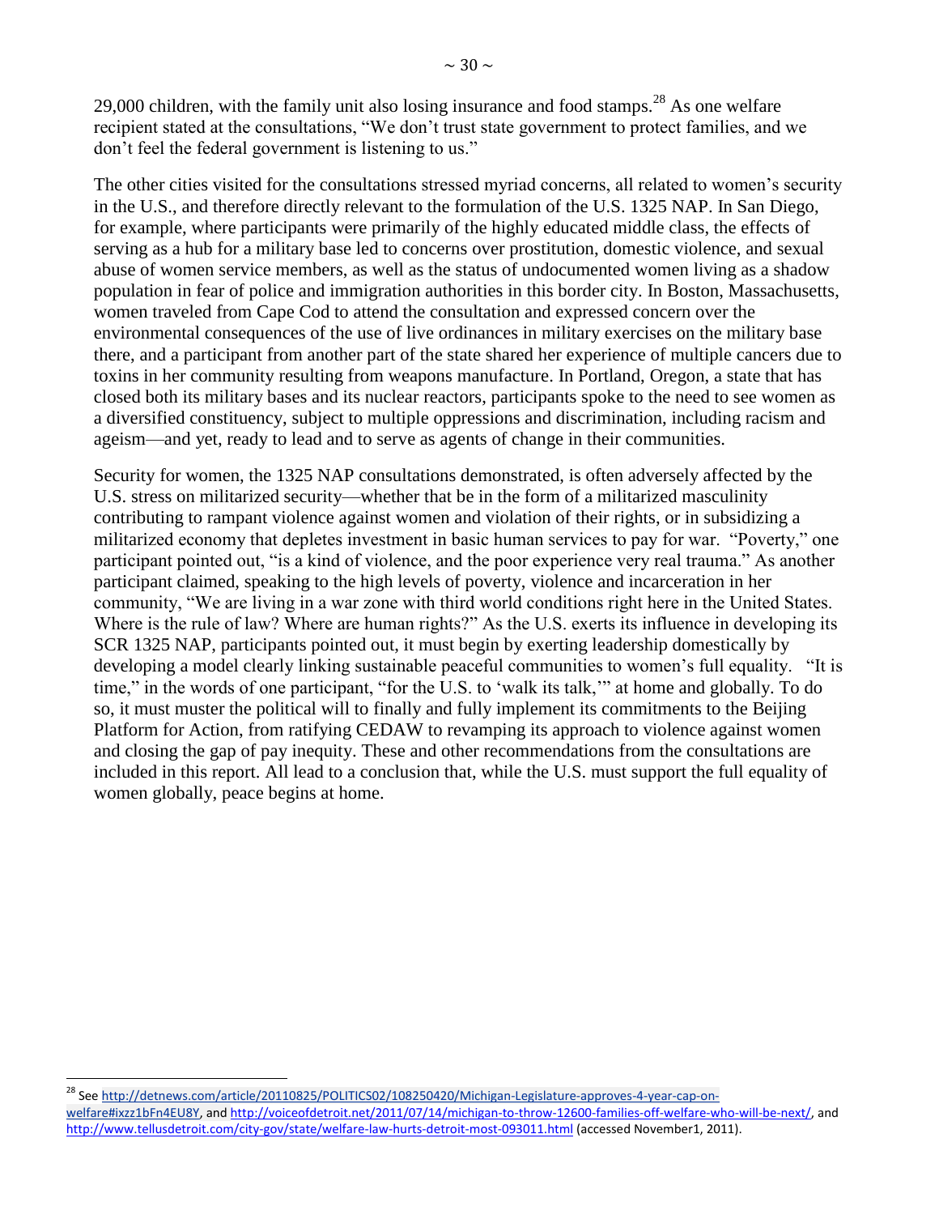29,000 children, with the family unit also losing insurance and food stamps.[28] As one welfare recipient stated at the consultations, "We don't trust state government to protect families, and we don't feel the federal government is listening to us."

The other cities visited for the consultations stressed myriad concerns, all related to women's security in the U.S., and therefore directly relevant to the formulation of the U.S. 1325 NAP. In San Diego, for example, where participants were primarily of the highly educated middle class, the effects of serving as a hub for a military base led to concerns over prostitution, domestic violence, and sexual abuse of women service members, as well as the status of undocumented women living as a shadow population in fear of police and immigration authorities in this border city. In Boston, Massachusetts, women traveled from Cape Cod to attend the consultation and expressed concern over the environmental consequences of the use of live ordinances in military exercises on the military base there, and a participant from another part of the state shared her experience of multiple cancers due to toxins in her community resulting from weapons manufacture. In Portland, Oregon, a state that has closed both its military bases and its nuclear reactors, participants spoke to the need to see women as a diversified constituency, subject to multiple oppressions and discrimination, including racism and ageism—and yet, ready to lead and to serve as agents of change in their communities.

Security for women, the 1325 NAP consultations demonstrated, is often adversely affected by the U.S. stress on militarized security—whether that be in the form of a militarized masculinity contributing to rampant violence against women and violation of their rights, or in subsidizing a militarized economy that depletes investment in basic human services to pay for war. "Poverty," one participant pointed out, "is a kind of violence, and the poor experience very real trauma." As another participant claimed, speaking to the high levels of poverty, violence and incarceration in her community, "We are living in a war zone with third world conditions right here in the United States. Where is the rule of law? Where are human rights?" As the U.S. exerts its influence in developing its SCR 1325 NAP, participants pointed out, it must begin by exerting leadership domestically by developing a model clearly linking sustainable peaceful communities to women's full equality. "It is time," in the words of one participant, "for the U.S. to 'walk its talk,'" at home and globally. To do so, it must muster the political will to finally and fully implement its commitments to the Beijing Platform for Action, from ratifying CEDAW to revamping its approach to violence against women and closing the gap of pay inequity. These and other recommendations from the consultations are included in this report. All lead to a conclusion that, while the U.S. must support the full equality of women globally, peace begins at home.

---

[28] See http://detnews.com/article/20110825/POLITICS02/108250420/Michigan-Legislature-approves-4-year-cap-on-welfare#ixzz1bFn4EU8Y, and http://voiceofdetroit.net/2011/07/14/michigan-to-throw-12600-families-off-welfare-who-will-be-next/, and http://www.tellusdetroit.com/city-gov/state/welfare-law-hurts-detroit-most-093011.html (accessed November1, 2011).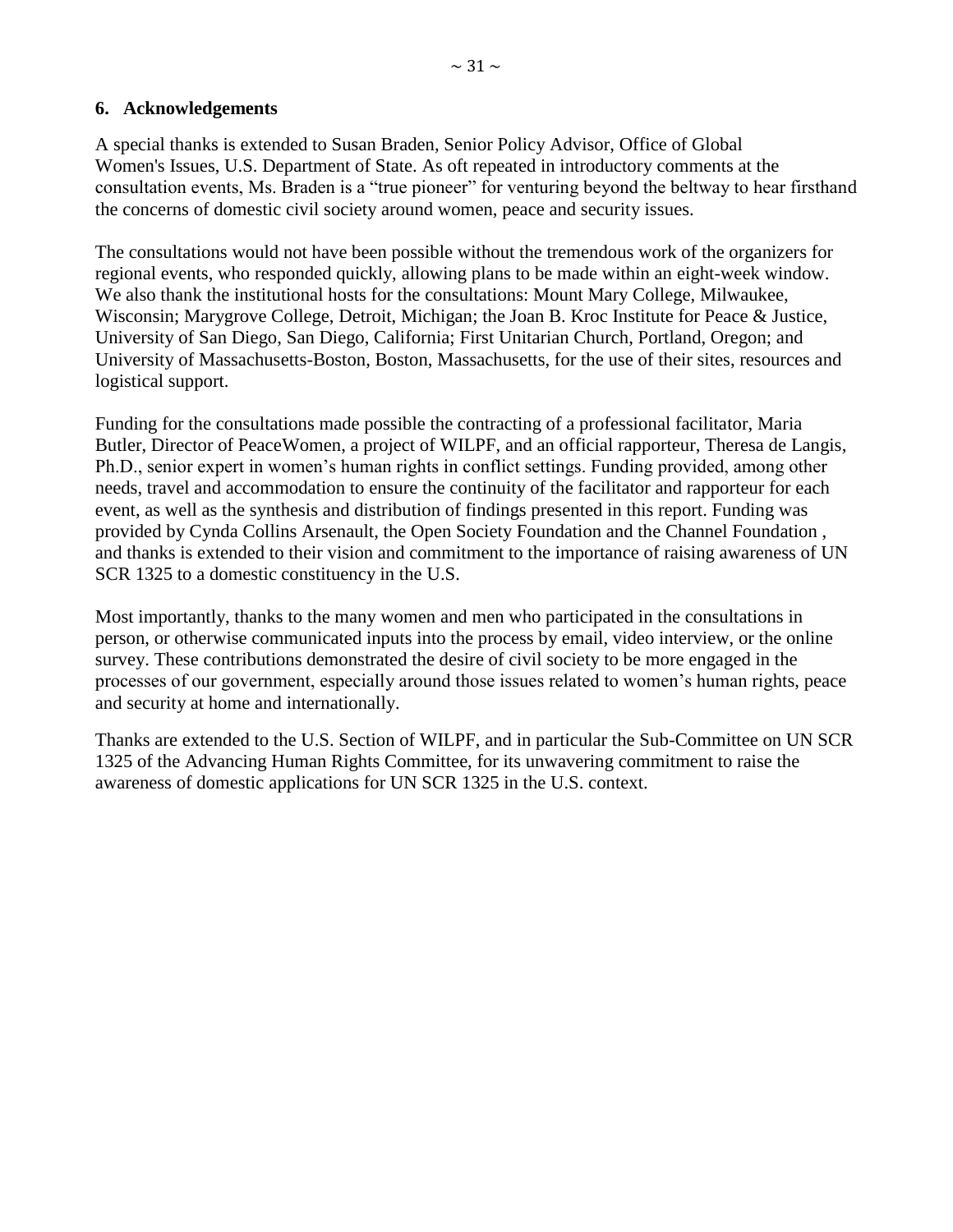## 6. Acknowledgements

A special thanks is extended to Susan Braden, Senior Policy Advisor, Office of Global Women's Issues, U.S. Department of State. As oft repeated in introductory comments at the consultation events, Ms. Braden is a "true pioneer" for venturing beyond the beltway to hear firsthand the concerns of domestic civil society around women, peace and security issues.

The consultations would not have been possible without the tremendous work of the organizers for regional events, who responded quickly, allowing plans to be made within an eight-week window. We also thank the institutional hosts for the consultations: Mount Mary College, Milwaukee, Wisconsin; Marygrove College, Detroit, Michigan; the Joan B. Kroc Institute for Peace & Justice, University of San Diego, San Diego, California; First Unitarian Church, Portland, Oregon; and University of Massachusetts-Boston, Boston, Massachusetts, for the use of their sites, resources and logistical support.

Funding for the consultations made possible the contracting of a professional facilitator, Maria Butler, Director of PeaceWomen, a project of WILPF, and an official rapporteur, Theresa de Langis, Ph.D., senior expert in women's human rights in conflict settings. Funding provided, among other needs, travel and accommodation to ensure the continuity of the facilitator and rapporteur for each event, as well as the synthesis and distribution of findings presented in this report. Funding was provided by Cynda Collins Arsenault, the Open Society Foundation and the Channel Foundation , and thanks is extended to their vision and commitment to the importance of raising awareness of UN SCR 1325 to a domestic constituency in the U.S.

Most importantly, thanks to the many women and men who participated in the consultations in person, or otherwise communicated inputs into the process by email, video interview, or the online survey. These contributions demonstrated the desire of civil society to be more engaged in the processes of our government, especially around those issues related to women's human rights, peace and security at home and internationally.

Thanks are extended to the U.S. Section of WILPF, and in particular the Sub-Committee on UN SCR 1325 of the Advancing Human Rights Committee, for its unwavering commitment to raise the awareness of domestic applications for UN SCR 1325 in the U.S. context.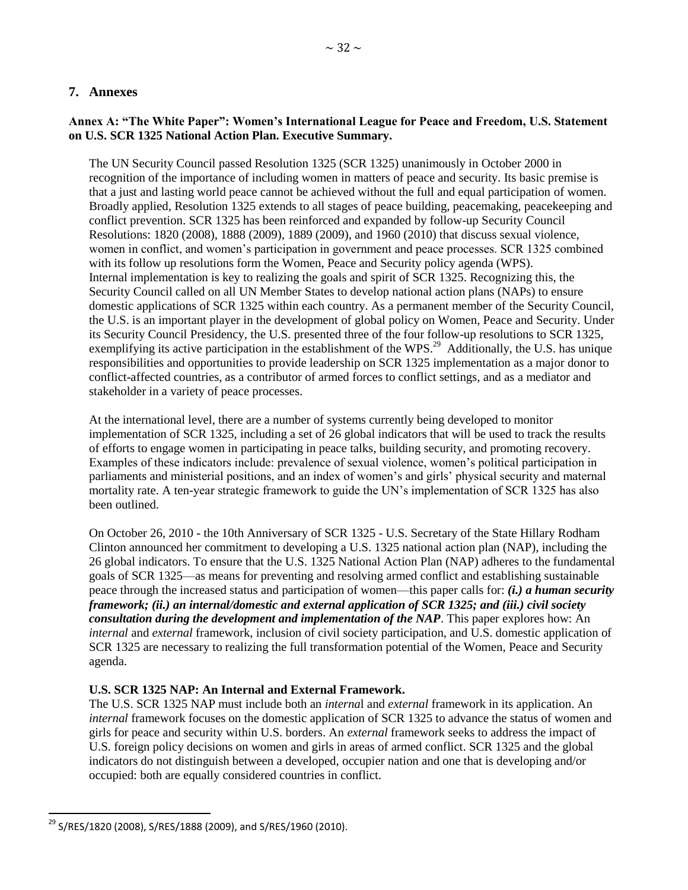## 7. Annexes

### Annex A: "The White Paper": Women's International League for Peace and Freedom, U.S. Statement on U.S. SCR 1325 National Action Plan. Executive Summary.

The UN Security Council passed Resolution 1325 (SCR 1325) unanimously in October 2000 in recognition of the importance of including women in matters of peace and security. Its basic premise is that a just and lasting world peace cannot be achieved without the full and equal participation of women. Broadly applied, Resolution 1325 extends to all stages of peace building, peacemaking, peacekeeping and conflict prevention. SCR 1325 has been reinforced and expanded by follow-up Security Council Resolutions: 1820 (2008), 1888 (2009), 1889 (2009), and 1960 (2010) that discuss sexual violence, women in conflict, and women's participation in government and peace processes. SCR 1325 combined with its follow up resolutions form the Women, Peace and Security policy agenda (WPS). Internal implementation is key to realizing the goals and spirit of SCR 1325. Recognizing this, the Security Council called on all UN Member States to develop national action plans (NAPs) to ensure domestic applications of SCR 1325 within each country. As a permanent member of the Security Council, the U.S. is an important player in the development of global policy on Women, Peace and Security. Under its Security Council Presidency, the U.S. presented three of the four follow-up resolutions to SCR 1325, exemplifying its active participation in the establishment of the WPS.[29] Additionally, the U.S. has unique responsibilities and opportunities to provide leadership on SCR 1325 implementation as a major donor to conflict-affected countries, as a contributor of armed forces to conflict settings, and as a mediator and stakeholder in a variety of peace processes.

At the international level, there are a number of systems currently being developed to monitor implementation of SCR 1325, including a set of 26 global indicators that will be used to track the results of efforts to engage women in participating in peace talks, building security, and promoting recovery. Examples of these indicators include: prevalence of sexual violence, women's political participation in parliaments and ministerial positions, and an index of women's and girls' physical security and maternal mortality rate. A ten-year strategic framework to guide the UN's implementation of SCR 1325 has also been outlined.

On October 26, 2010 - the 10th Anniversary of SCR 1325 - U.S. Secretary of the State Hillary Rodham Clinton announced her commitment to developing a U.S. 1325 national action plan (NAP), including the 26 global indicators. To ensure that the U.S. 1325 National Action Plan (NAP) adheres to the fundamental goals of SCR 1325—as means for preventing and resolving armed conflict and establishing sustainable peace through the increased status and participation of women—this paper calls for: ***(i.) a human security framework; (ii.) an internal/domestic and external application of SCR 1325; and (iii.) civil society consultation during the development and implementation of the NAP***. This paper explores how: An *internal* and *external* framework, inclusion of civil society participation, and U.S. domestic application of SCR 1325 are necessary to realizing the full transformation potential of the Women, Peace and Security agenda.

**U.S. SCR 1325 NAP: An Internal and External Framework.**

The U.S. SCR 1325 NAP must include both an *internal* and *external* framework in its application. An *internal* framework focuses on the domestic application of SCR 1325 to advance the status of women and girls for peace and security within U.S. borders. An *external* framework seeks to address the impact of U.S. foreign policy decisions on women and girls in areas of armed conflict. SCR 1325 and the global indicators do not distinguish between a developed, occupier nation and one that is developing and/or occupied: both are equally considered countries in conflict.

---

[29] S/RES/1820 (2008), S/RES/1888 (2009), and S/RES/1960 (2010).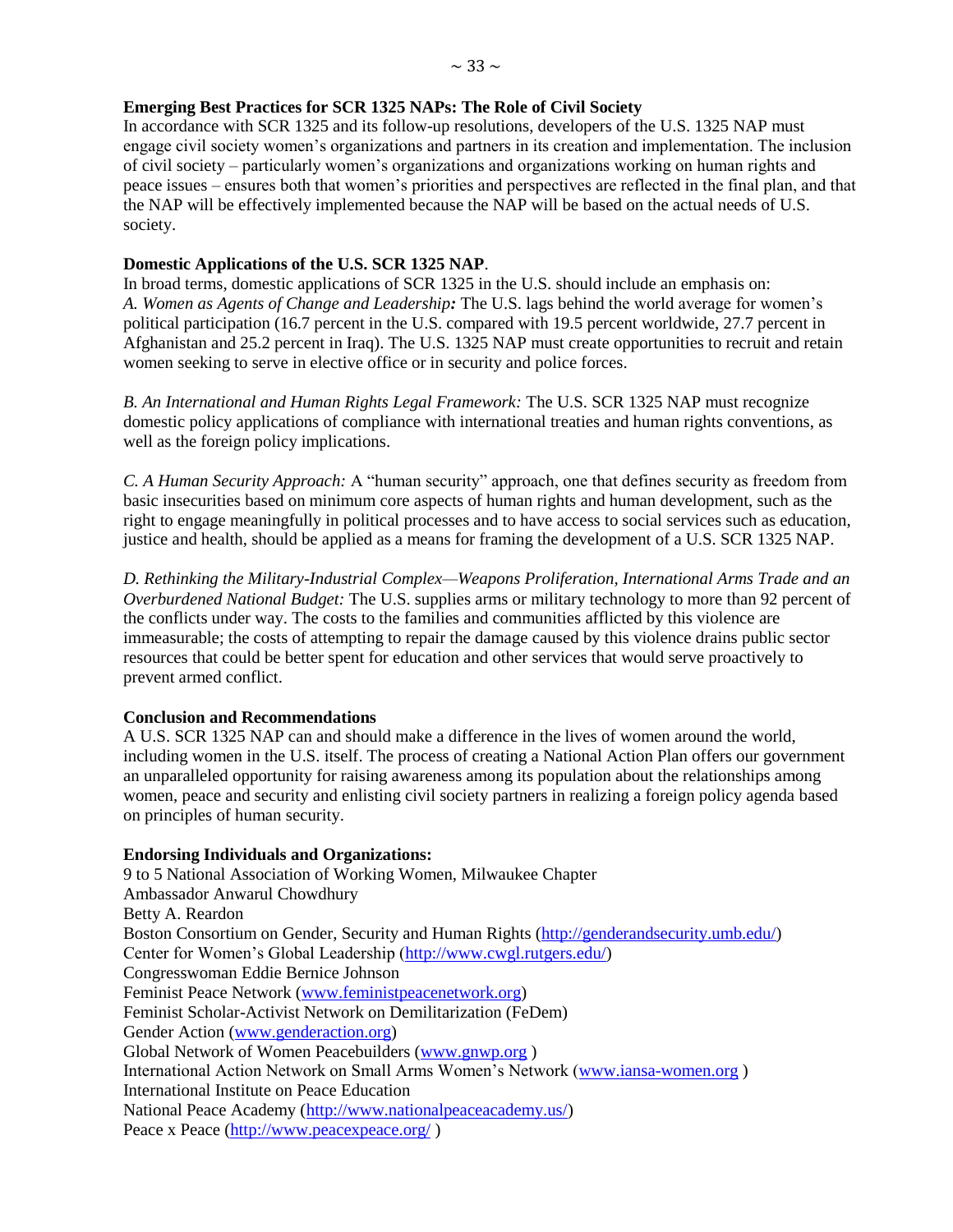**Emerging Best Practices for SCR 1325 NAPs: The Role of Civil Society**

In accordance with SCR 1325 and its follow-up resolutions, developers of the U.S. 1325 NAP must engage civil society women's organizations and partners in its creation and implementation. The inclusion of civil society – particularly women's organizations and organizations working on human rights and peace issues – ensures both that women's priorities and perspectives are reflected in the final plan, and that the NAP will be effectively implemented because the NAP will be based on the actual needs of U.S. society.

**Domestic Applications of the U.S. SCR 1325 NAP**.

In broad terms, domestic applications of SCR 1325 in the U.S. should include an emphasis on:

*A. Women as Agents of Change and Leadership:* The U.S. lags behind the world average for women's political participation (16.7 percent in the U.S. compared with 19.5 percent worldwide, 27.7 percent in Afghanistan and 25.2 percent in Iraq). The U.S. 1325 NAP must create opportunities to recruit and retain women seeking to serve in elective office or in security and police forces.

*B. An International and Human Rights Legal Framework:* The U.S. SCR 1325 NAP must recognize domestic policy applications of compliance with international treaties and human rights conventions, as well as the foreign policy implications.

*C. A Human Security Approach:* A "human security" approach, one that defines security as freedom from basic insecurities based on minimum core aspects of human rights and human development, such as the right to engage meaningfully in political processes and to have access to social services such as education, justice and health, should be applied as a means for framing the development of a U.S. SCR 1325 NAP.

*D. Rethinking the Military-Industrial Complex—Weapons Proliferation, International Arms Trade and an Overburdened National Budget:* The U.S. supplies arms or military technology to more than 92 percent of the conflicts under way. The costs to the families and communities afflicted by this violence are immeasurable; the costs of attempting to repair the damage caused by this violence drains public sector resources that could be better spent for education and other services that would serve proactively to prevent armed conflict.

**Conclusion and Recommendations**

A U.S. SCR 1325 NAP can and should make a difference in the lives of women around the world, including women in the U.S. itself. The process of creating a National Action Plan offers our government an unparalleled opportunity for raising awareness among its population about the relationships among women, peace and security and enlisting civil society partners in realizing a foreign policy agenda based on principles of human security.

**Endorsing Individuals and Organizations:**

9 to 5 National Association of Working Women, Milwaukee Chapter  
Ambassador Anwarul Chowdhury  
Betty A. Reardon  
Boston Consortium on Gender, Security and Human Rights (http://genderandsecurity.umb.edu/)  
Center for Women's Global Leadership (http://www.cwgl.rutgers.edu/)  
Congresswoman Eddie Bernice Johnson  
Feminist Peace Network (www.feministpeacenetwork.org)  
Feminist Scholar-Activist Network on Demilitarization (FeDem)  
Gender Action (www.genderaction.org)  
Global Network of Women Peacebuilders (www.gnwp.org )  
International Action Network on Small Arms Women's Network (www.iansa-women.org )  
International Institute on Peace Education  
National Peace Academy (http://www.nationalpeaceacademy.us/)  
Peace x Peace (http://www.peacexpeace.org/ )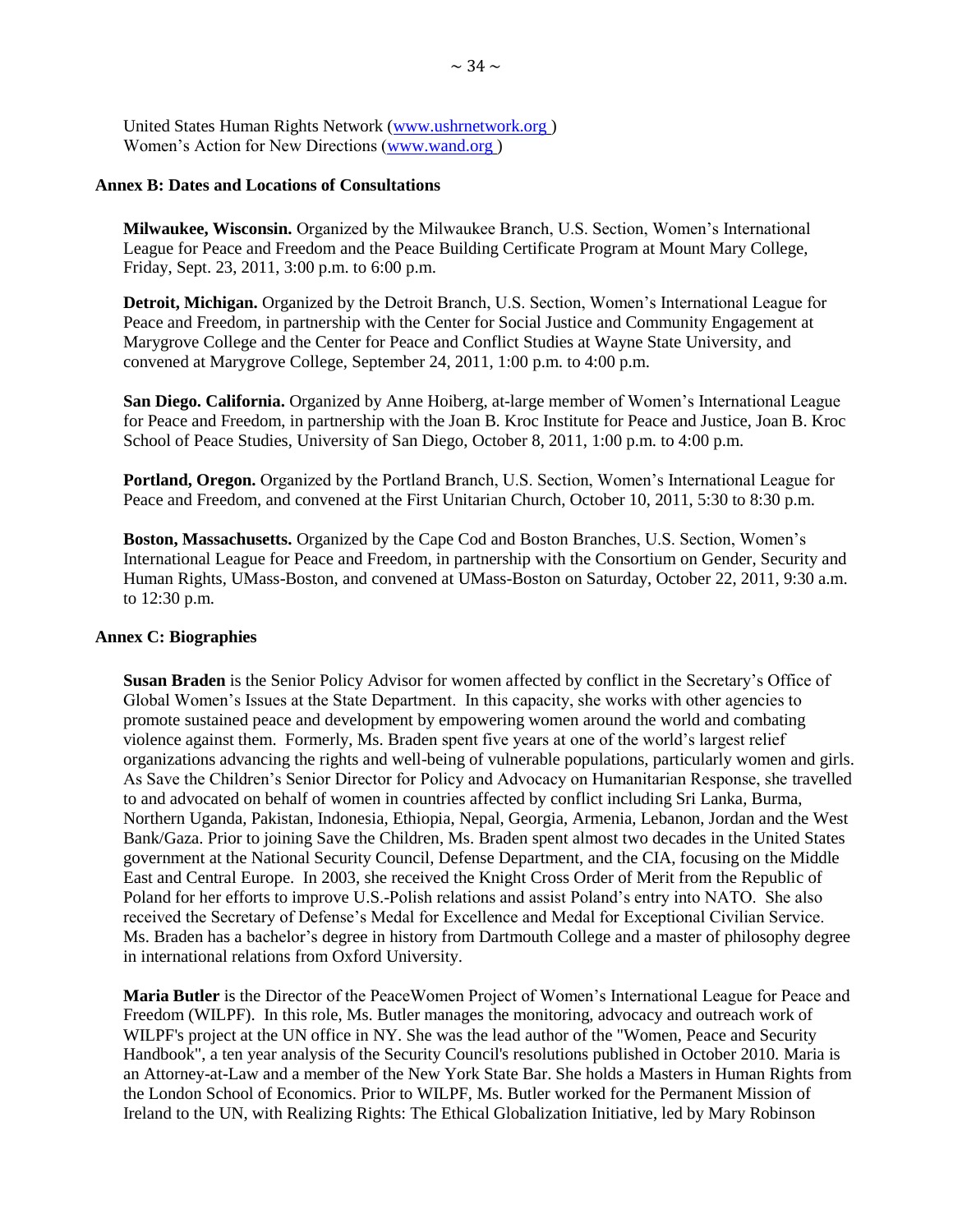United States Human Rights Network (www.ushrnetwork.org )
Women's Action for New Directions (www.wand.org )

**Annex B: Dates and Locations of Consultations**

**Milwaukee, Wisconsin.** Organized by the Milwaukee Branch, U.S. Section, Women's International League for Peace and Freedom and the Peace Building Certificate Program at Mount Mary College, Friday, Sept. 23, 2011, 3:00 p.m. to 6:00 p.m.

**Detroit, Michigan.** Organized by the Detroit Branch, U.S. Section, Women's International League for Peace and Freedom, in partnership with the Center for Social Justice and Community Engagement at Marygrove College and the Center for Peace and Conflict Studies at Wayne State University, and convened at Marygrove College, September 24, 2011, 1:00 p.m. to 4:00 p.m.

**San Diego. California.** Organized by Anne Hoiberg, at-large member of Women's International League for Peace and Freedom, in partnership with the Joan B. Kroc Institute for Peace and Justice, Joan B. Kroc School of Peace Studies, University of San Diego, October 8, 2011, 1:00 p.m. to 4:00 p.m.

**Portland, Oregon.** Organized by the Portland Branch, U.S. Section, Women's International League for Peace and Freedom, and convened at the First Unitarian Church, October 10, 2011, 5:30 to 8:30 p.m.

**Boston, Massachusetts.** Organized by the Cape Cod and Boston Branches, U.S. Section, Women's International League for Peace and Freedom, in partnership with the Consortium on Gender, Security and Human Rights, UMass-Boston, and convened at UMass-Boston on Saturday, October 22, 2011, 9:30 a.m. to 12:30 p.m.

**Annex C: Biographies**

**Susan Braden** is the Senior Policy Advisor for women affected by conflict in the Secretary's Office of Global Women's Issues at the State Department. In this capacity, she works with other agencies to promote sustained peace and development by empowering women around the world and combating violence against them. Formerly, Ms. Braden spent five years at one of the world's largest relief organizations advancing the rights and well-being of vulnerable populations, particularly women and girls. As Save the Children's Senior Director for Policy and Advocacy on Humanitarian Response, she travelled to and advocated on behalf of women in countries affected by conflict including Sri Lanka, Burma, Northern Uganda, Pakistan, Indonesia, Ethiopia, Nepal, Georgia, Armenia, Lebanon, Jordan and the West Bank/Gaza. Prior to joining Save the Children, Ms. Braden spent almost two decades in the United States government at the National Security Council, Defense Department, and the CIA, focusing on the Middle East and Central Europe. In 2003, she received the Knight Cross Order of Merit from the Republic of Poland for her efforts to improve U.S.-Polish relations and assist Poland's entry into NATO. She also received the Secretary of Defense's Medal for Excellence and Medal for Exceptional Civilian Service. Ms. Braden has a bachelor's degree in history from Dartmouth College and a master of philosophy degree in international relations from Oxford University.

**Maria Butler** is the Director of the PeaceWomen Project of Women's International League for Peace and Freedom (WILPF). In this role, Ms. Butler manages the monitoring, advocacy and outreach work of WILPF's project at the UN office in NY. She was the lead author of the "Women, Peace and Security Handbook", a ten year analysis of the Security Council's resolutions published in October 2010. Maria is an Attorney-at-Law and a member of the New York State Bar. She holds a Masters in Human Rights from the London School of Economics. Prior to WILPF, Ms. Butler worked for the Permanent Mission of Ireland to the UN, with Realizing Rights: The Ethical Globalization Initiative, led by Mary Robinson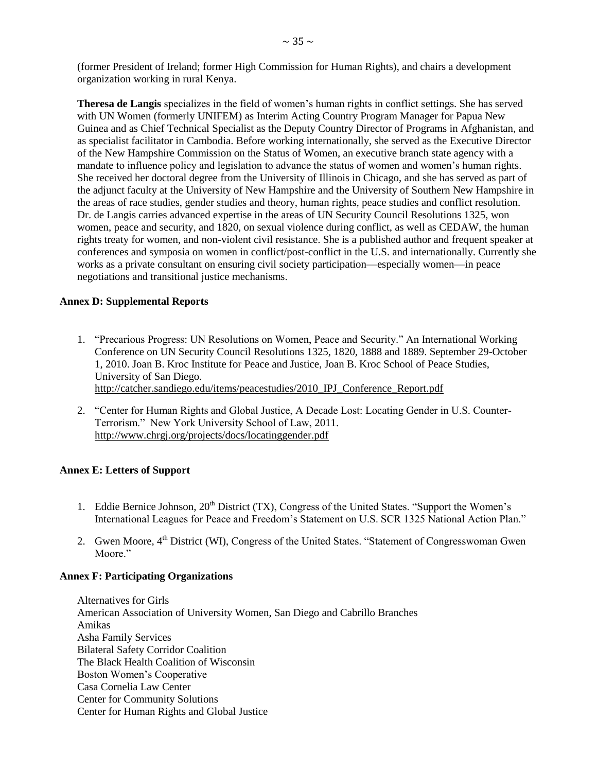(former President of Ireland; former High Commission for Human Rights), and chairs a development organization working in rural Kenya.

**Theresa de Langis** specializes in the field of women's human rights in conflict settings. She has served with UN Women (formerly UNIFEM) as Interim Acting Country Program Manager for Papua New Guinea and as Chief Technical Specialist as the Deputy Country Director of Programs in Afghanistan, and as specialist facilitator in Cambodia. Before working internationally, she served as the Executive Director of the New Hampshire Commission on the Status of Women, an executive branch state agency with a mandate to influence policy and legislation to advance the status of women and women's human rights. She received her doctoral degree from the University of Illinois in Chicago, and she has served as part of the adjunct faculty at the University of New Hampshire and the University of Southern New Hampshire in the areas of race studies, gender studies and theory, human rights, peace studies and conflict resolution. Dr. de Langis carries advanced expertise in the areas of UN Security Council Resolutions 1325, won women, peace and security, and 1820, on sexual violence during conflict, as well as CEDAW, the human rights treaty for women, and non-violent civil resistance. She is a published author and frequent speaker at conferences and symposia on women in conflict/post-conflict in the U.S. and internationally. Currently she works as a private consultant on ensuring civil society participation—especially women—in peace negotiations and transitional justice mechanisms.

**Annex D: Supplemental Reports**

1. "Precarious Progress: UN Resolutions on Women, Peace and Security." An International Working Conference on UN Security Council Resolutions 1325, 1820, 1888 and 1889. September 29-October 1, 2010. Joan B. Kroc Institute for Peace and Justice, Joan B. Kroc School of Peace Studies, University of San Diego. http://catcher.sandiego.edu/items/peacestudies/2010_IPJ_Conference_Report.pdf

2. "Center for Human Rights and Global Justice, A Decade Lost: Locating Gender in U.S. Counter-Terrorism." New York University School of Law, 2011. http://www.chrgj.org/projects/docs/locatinggender.pdf

**Annex E: Letters of Support**

1. Eddie Bernice Johnson, 20th District (TX), Congress of the United States. "Support the Women's International Leagues for Peace and Freedom's Statement on U.S. SCR 1325 National Action Plan."

2. Gwen Moore, 4th District (WI), Congress of the United States. "Statement of Congresswoman Gwen Moore."

**Annex F: Participating Organizations**

Alternatives for Girls
American Association of University Women, San Diego and Cabrillo Branches
Amikas
Asha Family Services
Bilateral Safety Corridor Coalition
The Black Health Coalition of Wisconsin
Boston Women's Cooperative
Casa Cornelia Law Center
Center for Community Solutions
Center for Human Rights and Global Justice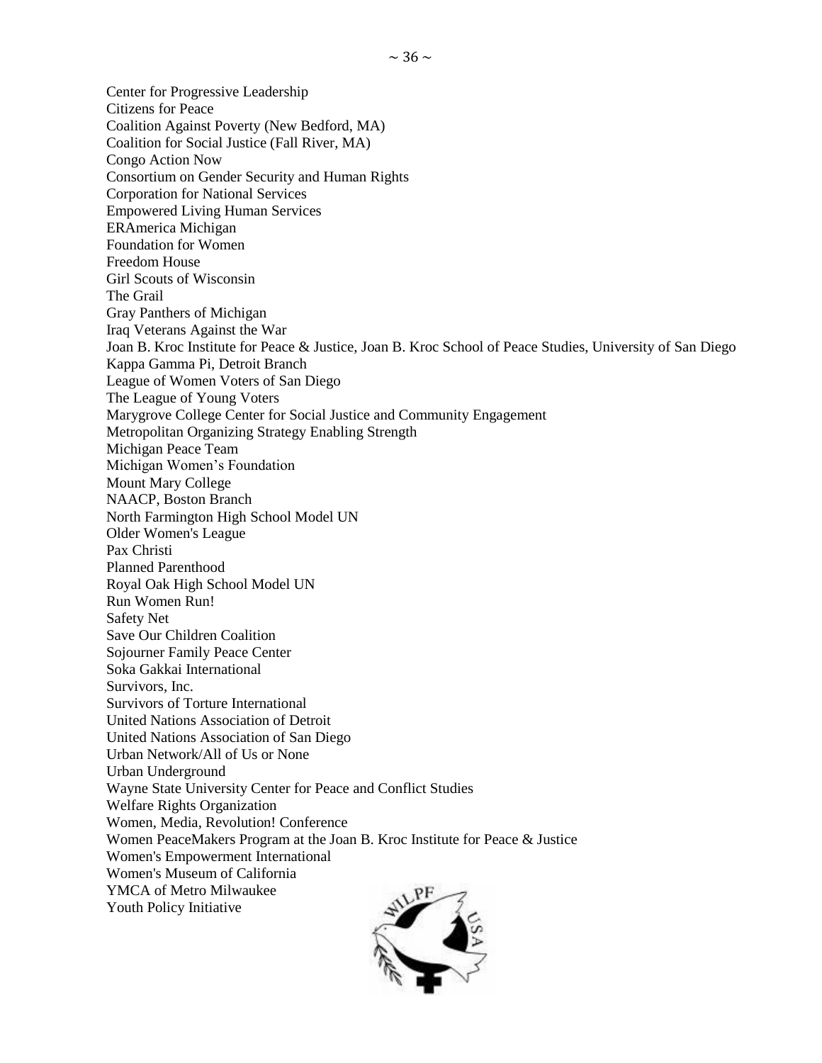Center for Progressive Leadership
Citizens for Peace
Coalition Against Poverty (New Bedford, MA)
Coalition for Social Justice (Fall River, MA)
Congo Action Now
Consortium on Gender Security and Human Rights
Corporation for National Services
Empowered Living Human Services
ERAmerica Michigan
Foundation for Women
Freedom House
Girl Scouts of Wisconsin
The Grail
Gray Panthers of Michigan
Iraq Veterans Against the War
Joan B. Kroc Institute for Peace & Justice, Joan B. Kroc School of Peace Studies, University of San Diego
Kappa Gamma Pi, Detroit Branch
League of Women Voters of San Diego
The League of Young Voters
Marygrove College Center for Social Justice and Community Engagement
Metropolitan Organizing Strategy Enabling Strength
Michigan Peace Team
Michigan Women's Foundation
Mount Mary College
NAACP, Boston Branch
North Farmington High School Model UN
Older Women's League
Pax Christi
Planned Parenthood
Royal Oak High School Model UN
Run Women Run!
Safety Net
Save Our Children Coalition
Sojourner Family Peace Center
Soka Gakkai International
Survivors, Inc.
Survivors of Torture International
United Nations Association of Detroit
United Nations Association of San Diego
Urban Network/All of Us or None
Urban Underground
Wayne State University Center for Peace and Conflict Studies
Welfare Rights Organization
Women, Media, Revolution! Conference
Women PeaceMakers Program at the Joan B. Kroc Institute for Peace & Justice
Women's Empowerment International
Women's Museum of California
YMCA of Metro Milwaukee
Youth Policy Initiative